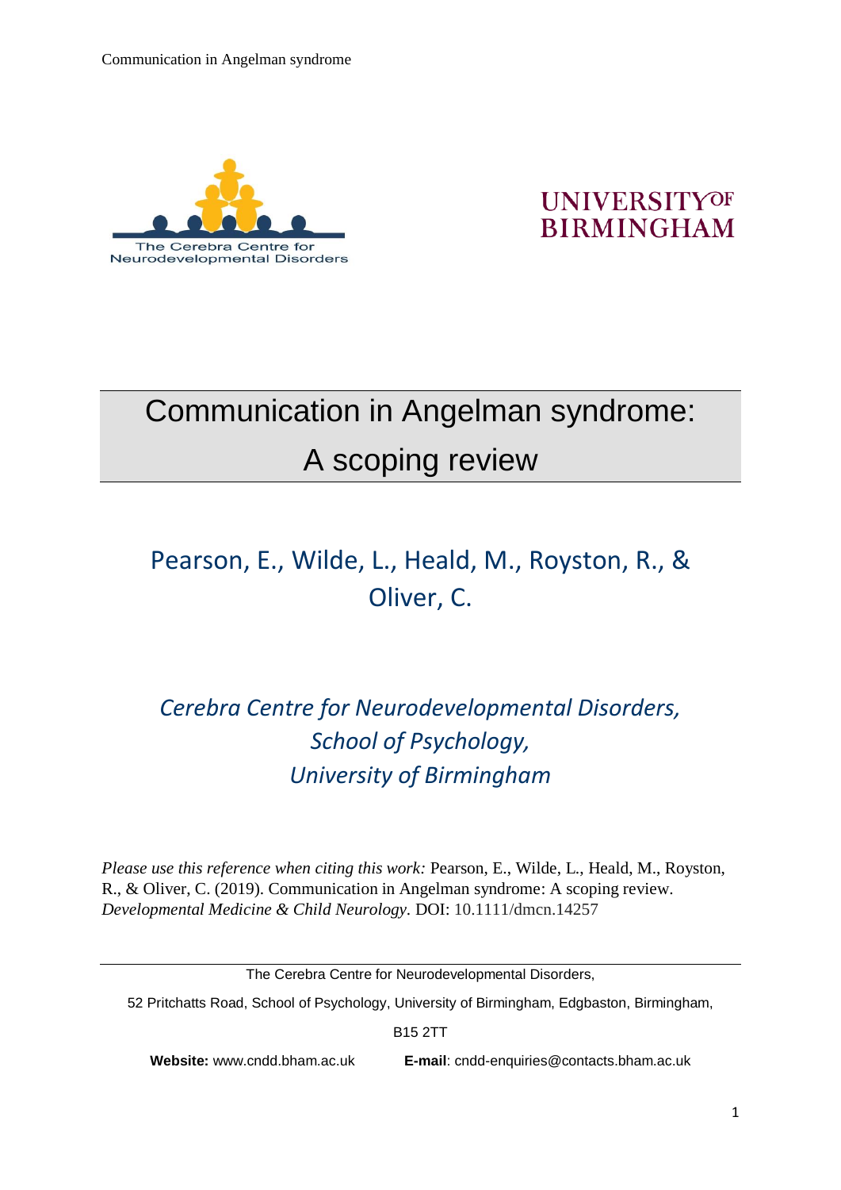The Cerebra Centre for Neurodevelopmental Disorders

UNIVERSITY OF BIRMINGHAM

# Communication in Angelman syndrome: A scoping review

Pearson, E., Wilde, L., Heald, M., Royston, R., & Oliver, C.

*Cerebra Centre for Neurodevelopmental Disorders, School of Psychology, University of Birmingham*

*Please use this reference when citing this work:* Pearson, E., Wilde, L., Heald, M., Royston, R., & Oliver, C. (2019). Communication in Angelman syndrome: A scoping review. *Developmental Medicine & Child Neurology*. DOI: 10.1111/dmcn.14257

---

The Cerebra Centre for Neurodevelopmental Disorders,

52 Pritchatts Road, School of Psychology, University of Birmingham, Edgbaston, Birmingham,

B15 2TT

**Website:** www.cndd.bham.ac.uk **E-mail**: cndd-enquiries@contacts.bham.ac.uk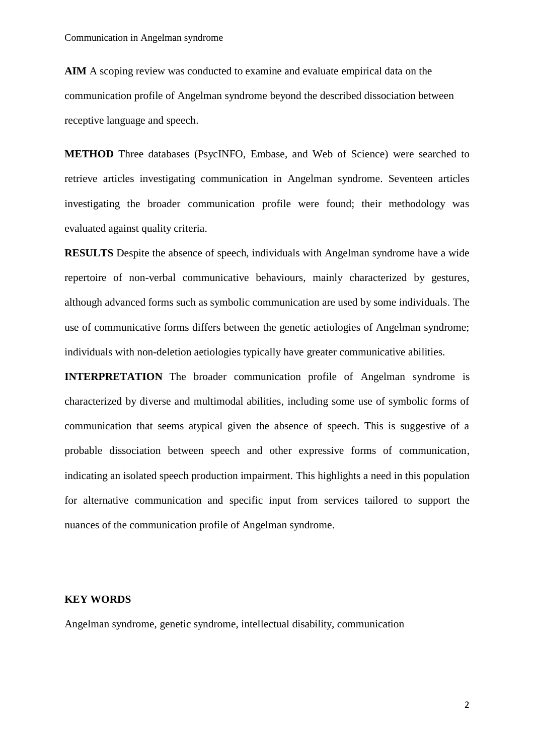**AIM** A scoping review was conducted to examine and evaluate empirical data on the communication profile of Angelman syndrome beyond the described dissociation between receptive language and speech.

**METHOD** Three databases (PsycINFO, Embase, and Web of Science) were searched to retrieve articles investigating communication in Angelman syndrome. Seventeen articles investigating the broader communication profile were found; their methodology was evaluated against quality criteria.

**RESULTS** Despite the absence of speech, individuals with Angelman syndrome have a wide repertoire of non-verbal communicative behaviours, mainly characterized by gestures, although advanced forms such as symbolic communication are used by some individuals. The use of communicative forms differs between the genetic aetiologies of Angelman syndrome; individuals with non-deletion aetiologies typically have greater communicative abilities.

**INTERPRETATION** The broader communication profile of Angelman syndrome is characterized by diverse and multimodal abilities, including some use of symbolic forms of communication that seems atypical given the absence of speech. This is suggestive of a probable dissociation between speech and other expressive forms of communication, indicating an isolated speech production impairment. This highlights a need in this population for alternative communication and specific input from services tailored to support the nuances of the communication profile of Angelman syndrome.

**KEY WORDS**

Angelman syndrome, genetic syndrome, intellectual disability, communication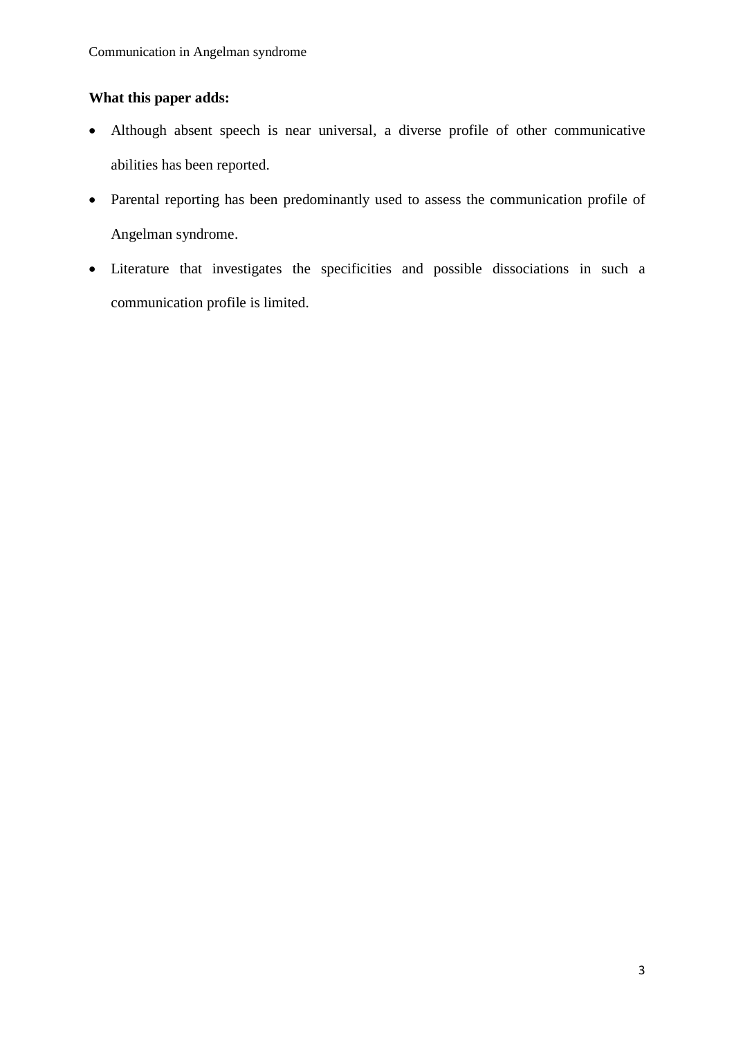**What this paper adds:**

- Although absent speech is near universal, a diverse profile of other communicative abilities has been reported.
- Parental reporting has been predominantly used to assess the communication profile of Angelman syndrome.
- Literature that investigates the specificities and possible dissociations in such a communication profile is limited.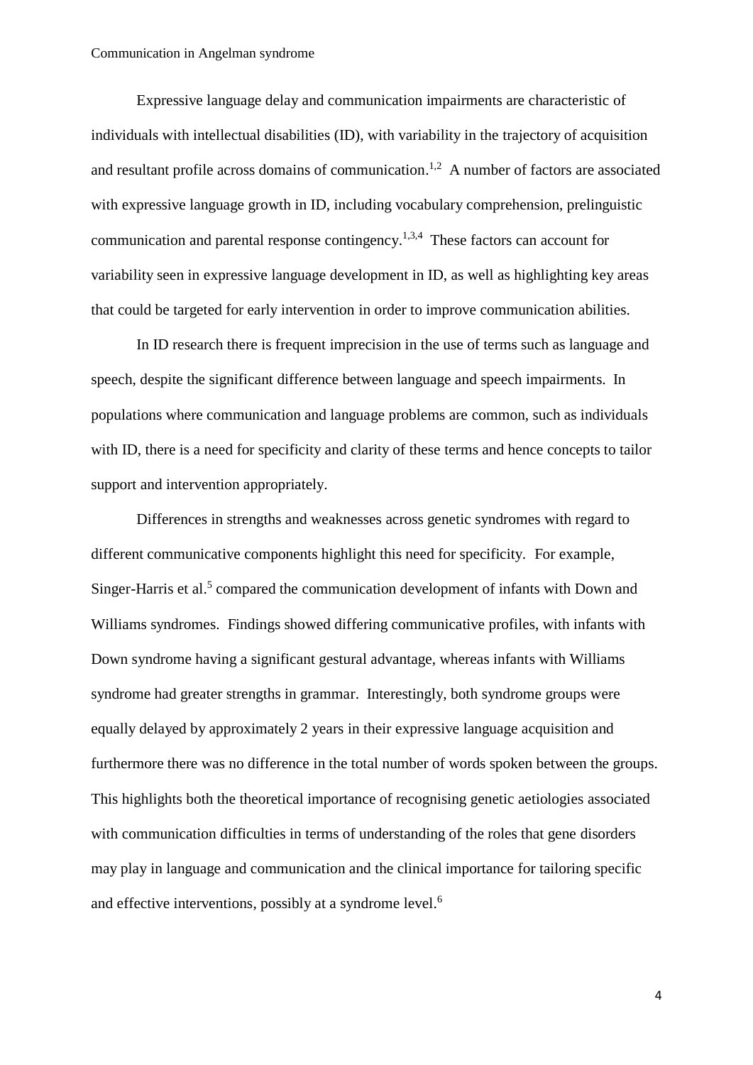Expressive language delay and communication impairments are characteristic of individuals with intellectual disabilities (ID), with variability in the trajectory of acquisition and resultant profile across domains of communication.[1,2] A number of factors are associated with expressive language growth in ID, including vocabulary comprehension, prelinguistic communication and parental response contingency.[1,3,4] These factors can account for variability seen in expressive language development in ID, as well as highlighting key areas that could be targeted for early intervention in order to improve communication abilities.

In ID research there is frequent imprecision in the use of terms such as language and speech, despite the significant difference between language and speech impairments. In populations where communication and language problems are common, such as individuals with ID, there is a need for specificity and clarity of these terms and hence concepts to tailor support and intervention appropriately.

Differences in strengths and weaknesses across genetic syndromes with regard to different communicative components highlight this need for specificity. For example, Singer-Harris et al.[5] compared the communication development of infants with Down and Williams syndromes. Findings showed differing communicative profiles, with infants with Down syndrome having a significant gestural advantage, whereas infants with Williams syndrome had greater strengths in grammar. Interestingly, both syndrome groups were equally delayed by approximately 2 years in their expressive language acquisition and furthermore there was no difference in the total number of words spoken between the groups. This highlights both the theoretical importance of recognising genetic aetiologies associated with communication difficulties in terms of understanding of the roles that gene disorders may play in language and communication and the clinical importance for tailoring specific and effective interventions, possibly at a syndrome level.[6]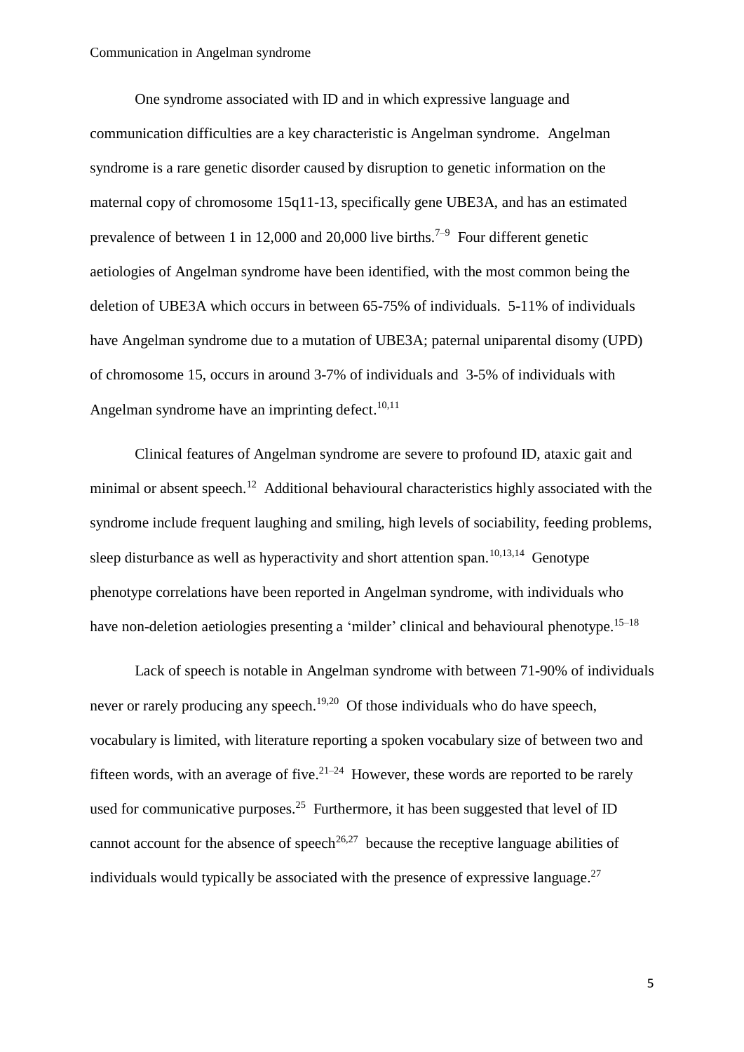One syndrome associated with ID and in which expressive language and communication difficulties are a key characteristic is Angelman syndrome. Angelman syndrome is a rare genetic disorder caused by disruption to genetic information on the maternal copy of chromosome 15q11-13, specifically gene UBE3A, and has an estimated prevalence of between 1 in 12,000 and 20,000 live births.[7–9] Four different genetic aetiologies of Angelman syndrome have been identified, with the most common being the deletion of UBE3A which occurs in between 65-75% of individuals. 5-11% of individuals have Angelman syndrome due to a mutation of UBE3A; paternal uniparental disomy (UPD) of chromosome 15, occurs in around 3-7% of individuals and 3-5% of individuals with Angelman syndrome have an imprinting defect.[10,11]

Clinical features of Angelman syndrome are severe to profound ID, ataxic gait and minimal or absent speech.[12] Additional behavioural characteristics highly associated with the syndrome include frequent laughing and smiling, high levels of sociability, feeding problems, sleep disturbance as well as hyperactivity and short attention span.[10,13,14] Genotype phenotype correlations have been reported in Angelman syndrome, with individuals who have non-deletion aetiologies presenting a 'milder' clinical and behavioural phenotype.[15–18]

Lack of speech is notable in Angelman syndrome with between 71-90% of individuals never or rarely producing any speech.[19,20] Of those individuals who do have speech, vocabulary is limited, with literature reporting a spoken vocabulary size of between two and fifteen words, with an average of five.[21–24] However, these words are reported to be rarely used for communicative purposes.[25] Furthermore, it has been suggested that level of ID cannot account for the absence of speech[26,27] because the receptive language abilities of individuals would typically be associated with the presence of expressive language.[27]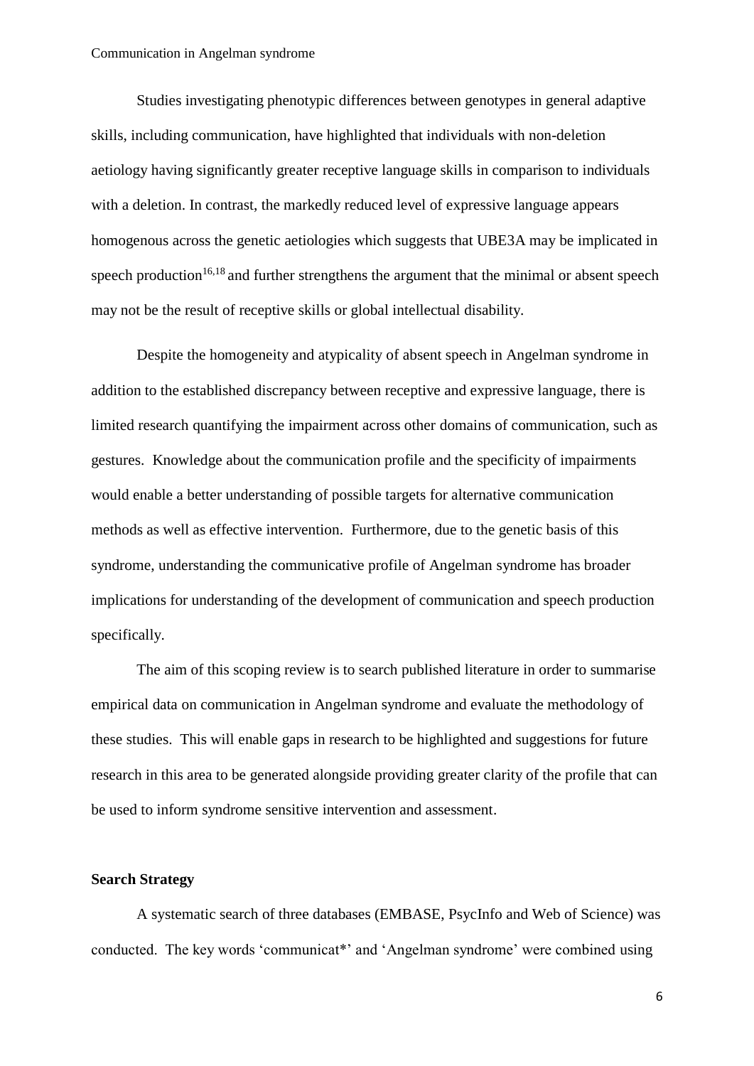Studies investigating phenotypic differences between genotypes in general adaptive skills, including communication, have highlighted that individuals with non-deletion aetiology having significantly greater receptive language skills in comparison to individuals with a deletion. In contrast, the markedly reduced level of expressive language appears homogenous across the genetic aetiologies which suggests that UBE3A may be implicated in speech production[16,18] and further strengthens the argument that the minimal or absent speech may not be the result of receptive skills or global intellectual disability.

Despite the homogeneity and atypicality of absent speech in Angelman syndrome in addition to the established discrepancy between receptive and expressive language, there is limited research quantifying the impairment across other domains of communication, such as gestures. Knowledge about the communication profile and the specificity of impairments would enable a better understanding of possible targets for alternative communication methods as well as effective intervention. Furthermore, due to the genetic basis of this syndrome, understanding the communicative profile of Angelman syndrome has broader implications for understanding of the development of communication and speech production specifically.

The aim of this scoping review is to search published literature in order to summarise empirical data on communication in Angelman syndrome and evaluate the methodology of these studies. This will enable gaps in research to be highlighted and suggestions for future research in this area to be generated alongside providing greater clarity of the profile that can be used to inform syndrome sensitive intervention and assessment.

**Search Strategy**

A systematic search of three databases (EMBASE, PsycInfo and Web of Science) was conducted. The key words 'communicat*' and 'Angelman syndrome' were combined using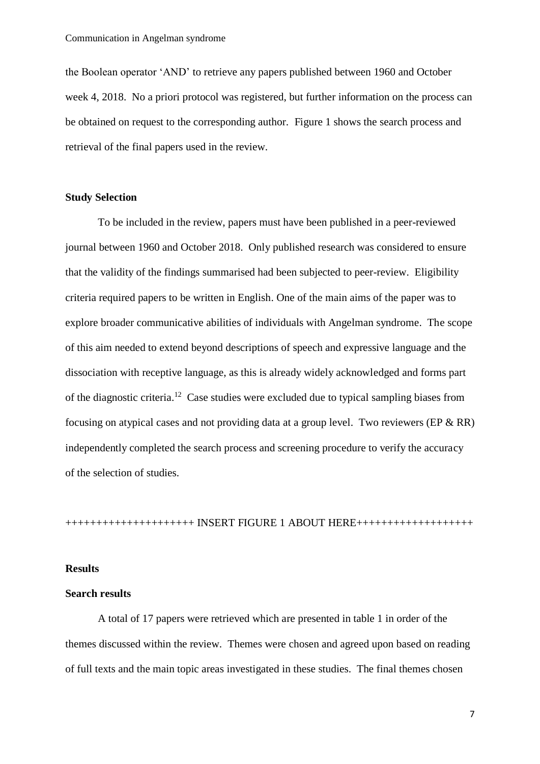the Boolean operator 'AND' to retrieve any papers published between 1960 and October week 4, 2018. No a priori protocol was registered, but further information on the process can be obtained on request to the corresponding author. Figure 1 shows the search process and retrieval of the final papers used in the review.

**Study Selection**

To be included in the review, papers must have been published in a peer-reviewed journal between 1960 and October 2018. Only published research was considered to ensure that the validity of the findings summarised had been subjected to peer-review. Eligibility criteria required papers to be written in English. One of the main aims of the paper was to explore broader communicative abilities of individuals with Angelman syndrome. The scope of this aim needed to extend beyond descriptions of speech and expressive language and the dissociation with receptive language, as this is already widely acknowledged and forms part of the diagnostic criteria.[12] Case studies were excluded due to typical sampling biases from focusing on atypical cases and not providing data at a group level. Two reviewers (EP & RR) independently completed the search process and screening procedure to verify the accuracy of the selection of studies.

+++++++++++++++++++++ INSERT FIGURE 1 ABOUT HERE+++++++++++++++++++

**Results**

**Search results**

A total of 17 papers were retrieved which are presented in table 1 in order of the themes discussed within the review. Themes were chosen and agreed upon based on reading of full texts and the main topic areas investigated in these studies. The final themes chosen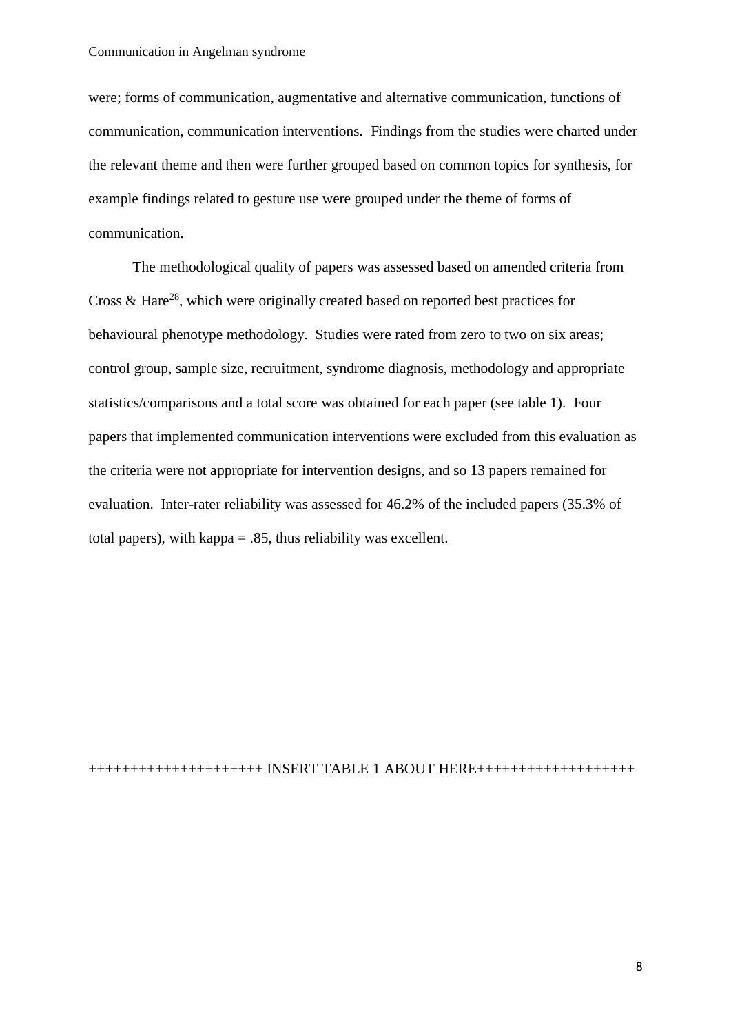were; forms of communication, augmentative and alternative communication, functions of communication, communication interventions. Findings from the studies were charted under the relevant theme and then were further grouped based on common topics for synthesis, for example findings related to gesture use were grouped under the theme of forms of communication.

The methodological quality of papers was assessed based on amended criteria from Cross & Hare[28], which were originally created based on reported best practices for behavioural phenotype methodology. Studies were rated from zero to two on six areas; control group, sample size, recruitment, syndrome diagnosis, methodology and appropriate statistics/comparisons and a total score was obtained for each paper (see table 1). Four papers that implemented communication interventions were excluded from this evaluation as the criteria were not appropriate for intervention designs, and so 13 papers remained for evaluation. Inter-rater reliability was assessed for 46.2% of the included papers (35.3% of total papers), with kappa = .85, thus reliability was excellent.

+++++++++++++++++++++ INSERT TABLE 1 ABOUT HERE+++++++++++++++++++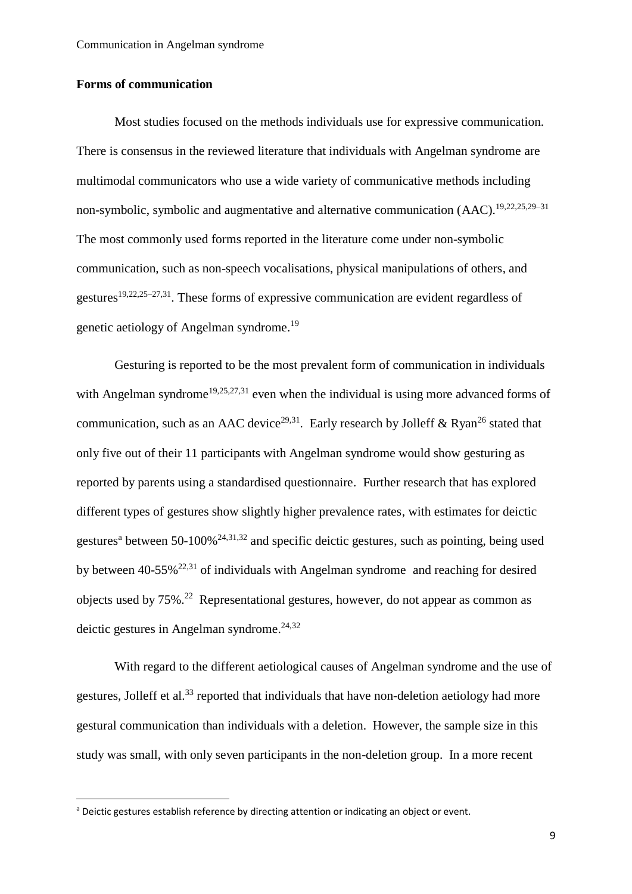**Forms of communication**

Most studies focused on the methods individuals use for expressive communication. There is consensus in the reviewed literature that individuals with Angelman syndrome are multimodal communicators who use a wide variety of communicative methods including non-symbolic, symbolic and augmentative and alternative communication (AAC).[19,22,25,29–31] The most commonly used forms reported in the literature come under non-symbolic communication, such as non-speech vocalisations, physical manipulations of others, and gestures[19,22,25–27,31]. These forms of expressive communication are evident regardless of genetic aetiology of Angelman syndrome.[19]

Gesturing is reported to be the most prevalent form of communication in individuals with Angelman syndrome[19,25,27,31] even when the individual is using more advanced forms of communication, such as an AAC device[29,31]. Early research by Jolleff & Ryan[26] stated that only five out of their 11 participants with Angelman syndrome would show gesturing as reported by parents using a standardised questionnaire. Further research that has explored different types of gestures show slightly higher prevalence rates, with estimates for deictic gestures[a] between 50-100%[24,31,32] and specific deictic gestures, such as pointing, being used by between 40-55%[22,31] of individuals with Angelman syndrome and reaching for desired objects used by 75%.[22] Representational gestures, however, do not appear as common as deictic gestures in Angelman syndrome.[24,32]

With regard to the different aetiological causes of Angelman syndrome and the use of gestures, Jolleff et al.[33] reported that individuals that have non-deletion aetiology had more gestural communication than individuals with a deletion. However, the sample size in this study was small, with only seven participants in the non-deletion group. In a more recent

[a] Deictic gestures establish reference by directing attention or indicating an object or event.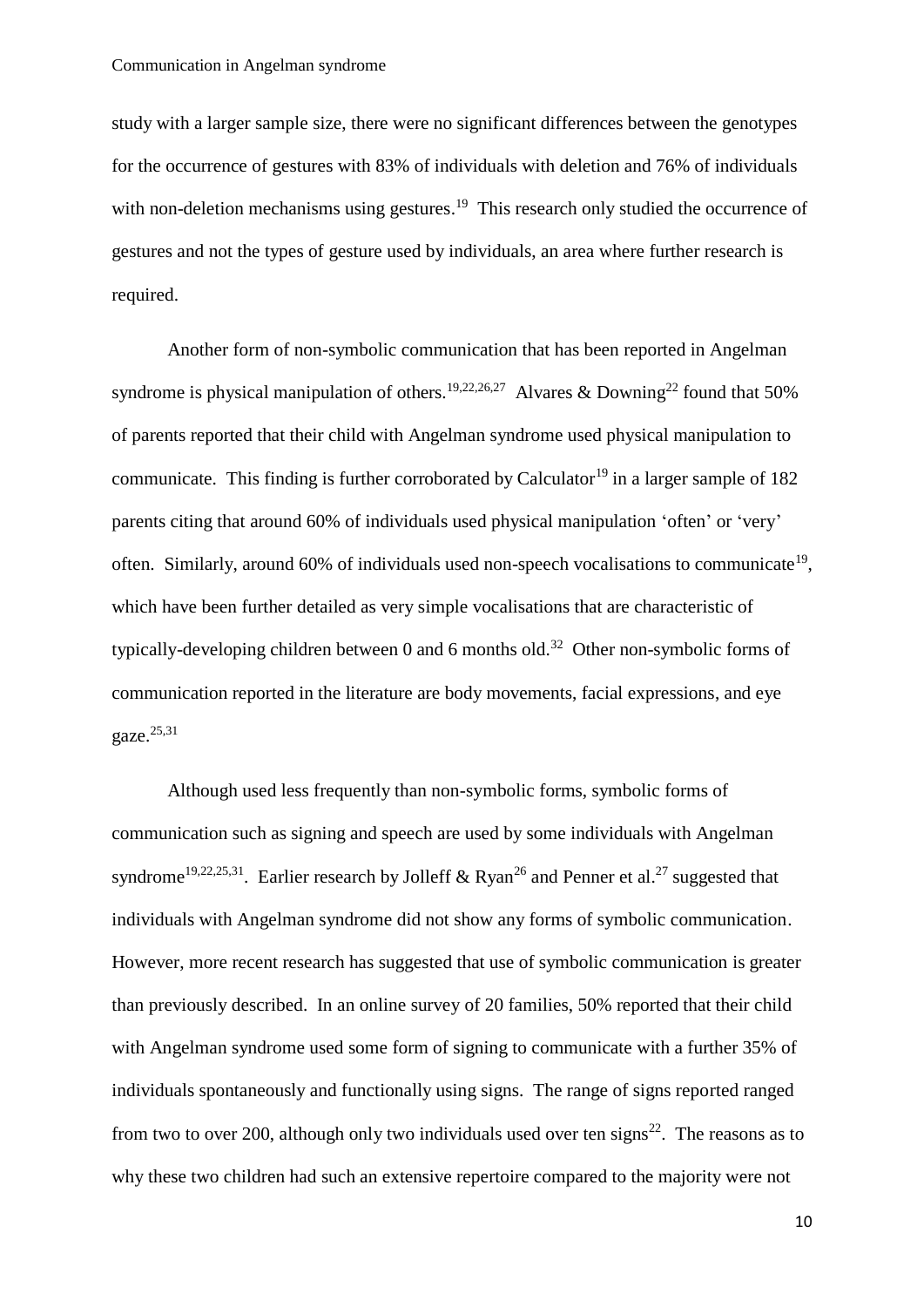study with a larger sample size, there were no significant differences between the genotypes for the occurrence of gestures with 83% of individuals with deletion and 76% of individuals with non-deletion mechanisms using gestures.[19] This research only studied the occurrence of gestures and not the types of gesture used by individuals, an area where further research is required.

Another form of non-symbolic communication that has been reported in Angelman syndrome is physical manipulation of others.[19,22,26,27] Alvares & Downing[22] found that 50% of parents reported that their child with Angelman syndrome used physical manipulation to communicate. This finding is further corroborated by Calculator[19] in a larger sample of 182 parents citing that around 60% of individuals used physical manipulation 'often' or 'very' often. Similarly, around 60% of individuals used non-speech vocalisations to communicate[19], which have been further detailed as very simple vocalisations that are characteristic of typically-developing children between 0 and 6 months old.[32] Other non-symbolic forms of communication reported in the literature are body movements, facial expressions, and eye gaze.[25,31]

Although used less frequently than non-symbolic forms, symbolic forms of communication such as signing and speech are used by some individuals with Angelman syndrome[19,22,25,31]. Earlier research by Jolleff & Ryan[26] and Penner et al.[27] suggested that individuals with Angelman syndrome did not show any forms of symbolic communication. However, more recent research has suggested that use of symbolic communication is greater than previously described. In an online survey of 20 families, 50% reported that their child with Angelman syndrome used some form of signing to communicate with a further 35% of individuals spontaneously and functionally using signs. The range of signs reported ranged from two to over 200, although only two individuals used over ten signs[22]. The reasons as to why these two children had such an extensive repertoire compared to the majority were not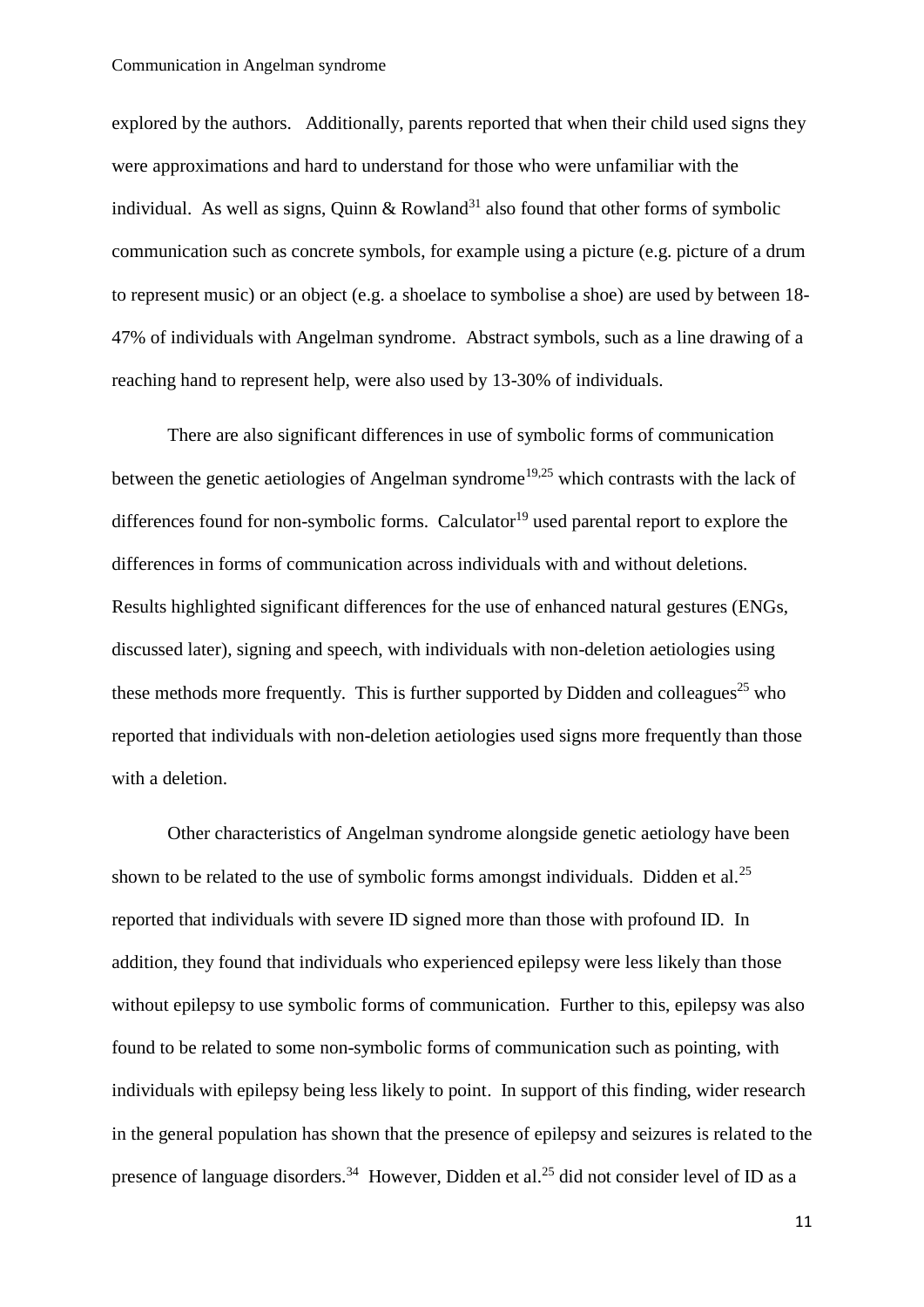explored by the authors. Additionally, parents reported that when their child used signs they were approximations and hard to understand for those who were unfamiliar with the individual. As well as signs, Quinn & Rowland[31] also found that other forms of symbolic communication such as concrete symbols, for example using a picture (e.g. picture of a drum to represent music) or an object (e.g. a shoelace to symbolise a shoe) are used by between 18-47% of individuals with Angelman syndrome. Abstract symbols, such as a line drawing of a reaching hand to represent help, were also used by 13-30% of individuals.

There are also significant differences in use of symbolic forms of communication between the genetic aetiologies of Angelman syndrome[19,25] which contrasts with the lack of differences found for non-symbolic forms. Calculator[19] used parental report to explore the differences in forms of communication across individuals with and without deletions. Results highlighted significant differences for the use of enhanced natural gestures (ENGs, discussed later), signing and speech, with individuals with non-deletion aetiologies using these methods more frequently. This is further supported by Didden and colleagues[25] who reported that individuals with non-deletion aetiologies used signs more frequently than those with a deletion.

Other characteristics of Angelman syndrome alongside genetic aetiology have been shown to be related to the use of symbolic forms amongst individuals. Didden et al.[25] reported that individuals with severe ID signed more than those with profound ID. In addition, they found that individuals who experienced epilepsy were less likely than those without epilepsy to use symbolic forms of communication. Further to this, epilepsy was also found to be related to some non-symbolic forms of communication such as pointing, with individuals with epilepsy being less likely to point. In support of this finding, wider research in the general population has shown that the presence of epilepsy and seizures is related to the presence of language disorders.[34] However, Didden et al.[25] did not consider level of ID as a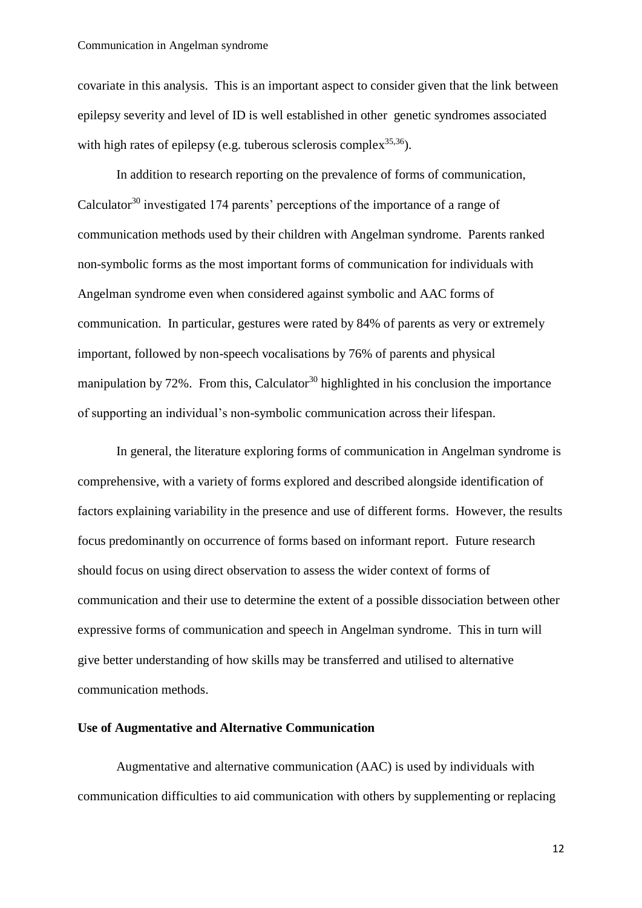covariate in this analysis. This is an important aspect to consider given that the link between epilepsy severity and level of ID is well established in other genetic syndromes associated with high rates of epilepsy (e.g. tuberous sclerosis complex[35,36]).

In addition to research reporting on the prevalence of forms of communication, Calculator[30] investigated 174 parents' perceptions of the importance of a range of communication methods used by their children with Angelman syndrome. Parents ranked non-symbolic forms as the most important forms of communication for individuals with Angelman syndrome even when considered against symbolic and AAC forms of communication. In particular, gestures were rated by 84% of parents as very or extremely important, followed by non-speech vocalisations by 76% of parents and physical manipulation by 72%. From this, Calculator[30] highlighted in his conclusion the importance of supporting an individual's non-symbolic communication across their lifespan.

In general, the literature exploring forms of communication in Angelman syndrome is comprehensive, with a variety of forms explored and described alongside identification of factors explaining variability in the presence and use of different forms. However, the results focus predominantly on occurrence of forms based on informant report. Future research should focus on using direct observation to assess the wider context of forms of communication and their use to determine the extent of a possible dissociation between other expressive forms of communication and speech in Angelman syndrome. This in turn will give better understanding of how skills may be transferred and utilised to alternative communication methods.

**Use of Augmentative and Alternative Communication**

Augmentative and alternative communication (AAC) is used by individuals with communication difficulties to aid communication with others by supplementing or replacing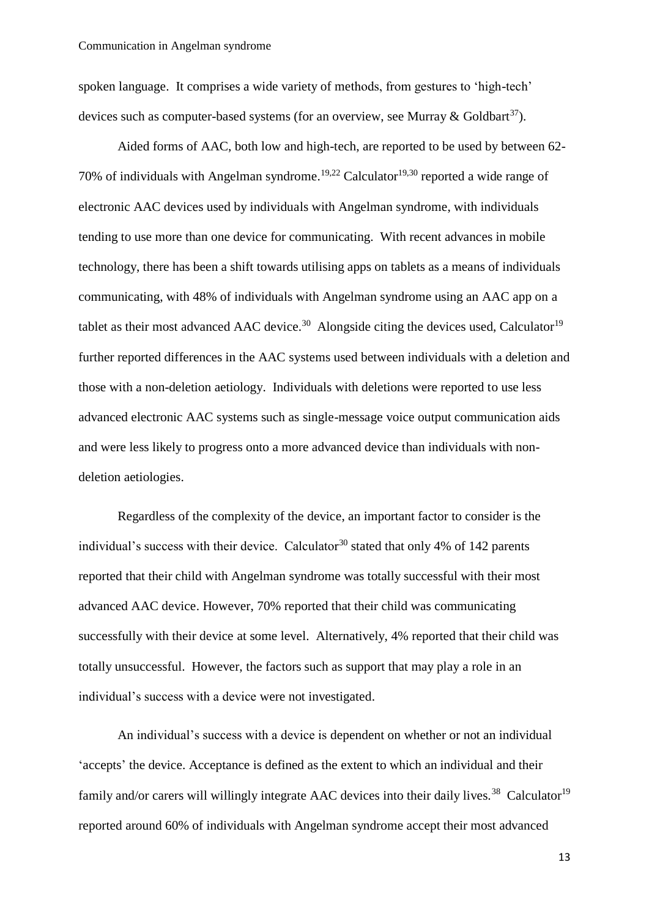spoken language. It comprises a wide variety of methods, from gestures to 'high-tech' devices such as computer-based systems (for an overview, see Murray & Goldbart[37]).

Aided forms of AAC, both low and high-tech, are reported to be used by between 62-70% of individuals with Angelman syndrome.[19,22] Calculator[19,30] reported a wide range of electronic AAC devices used by individuals with Angelman syndrome, with individuals tending to use more than one device for communicating. With recent advances in mobile technology, there has been a shift towards utilising apps on tablets as a means of individuals communicating, with 48% of individuals with Angelman syndrome using an AAC app on a tablet as their most advanced AAC device.[30] Alongside citing the devices used, Calculator[19] further reported differences in the AAC systems used between individuals with a deletion and those with a non-deletion aetiology. Individuals with deletions were reported to use less advanced electronic AAC systems such as single-message voice output communication aids and were less likely to progress onto a more advanced device than individuals with non-deletion aetiologies.

Regardless of the complexity of the device, an important factor to consider is the individual's success with their device. Calculator[30] stated that only 4% of 142 parents reported that their child with Angelman syndrome was totally successful with their most advanced AAC device. However, 70% reported that their child was communicating successfully with their device at some level. Alternatively, 4% reported that their child was totally unsuccessful. However, the factors such as support that may play a role in an individual's success with a device were not investigated.

An individual's success with a device is dependent on whether or not an individual 'accepts' the device. Acceptance is defined as the extent to which an individual and their family and/or carers will willingly integrate AAC devices into their daily lives.[38] Calculator[19] reported around 60% of individuals with Angelman syndrome accept their most advanced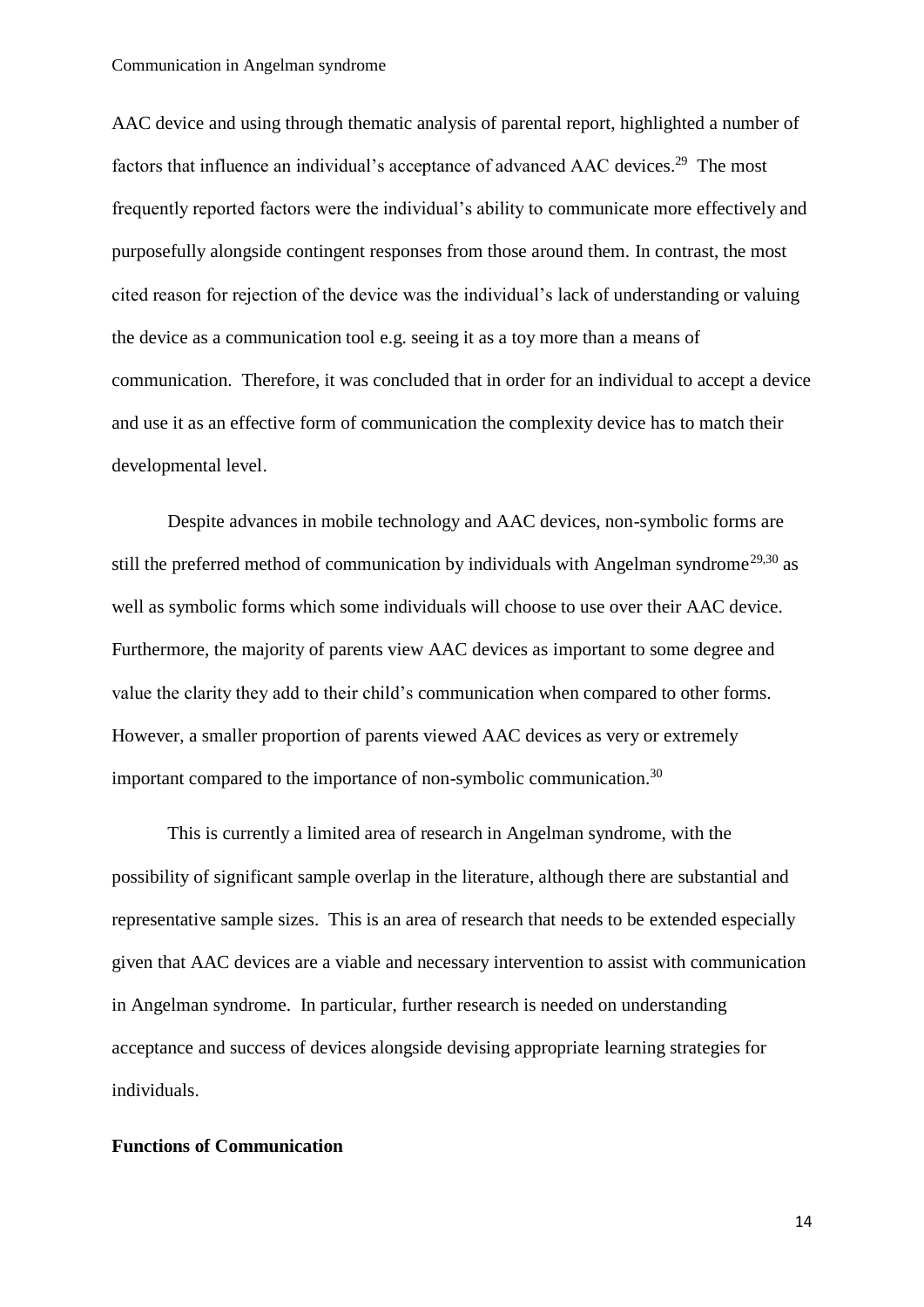AAC device and using through thematic analysis of parental report, highlighted a number of factors that influence an individual's acceptance of advanced AAC devices.[29] The most frequently reported factors were the individual's ability to communicate more effectively and purposefully alongside contingent responses from those around them. In contrast, the most cited reason for rejection of the device was the individual's lack of understanding or valuing the device as a communication tool e.g. seeing it as a toy more than a means of communication. Therefore, it was concluded that in order for an individual to accept a device and use it as an effective form of communication the complexity device has to match their developmental level.

Despite advances in mobile technology and AAC devices, non-symbolic forms are still the preferred method of communication by individuals with Angelman syndrome[29,30] as well as symbolic forms which some individuals will choose to use over their AAC device. Furthermore, the majority of parents view AAC devices as important to some degree and value the clarity they add to their child's communication when compared to other forms. However, a smaller proportion of parents viewed AAC devices as very or extremely important compared to the importance of non-symbolic communication.[30]

This is currently a limited area of research in Angelman syndrome, with the possibility of significant sample overlap in the literature, although there are substantial and representative sample sizes. This is an area of research that needs to be extended especially given that AAC devices are a viable and necessary intervention to assist with communication in Angelman syndrome. In particular, further research is needed on understanding acceptance and success of devices alongside devising appropriate learning strategies for individuals.

**Functions of Communication**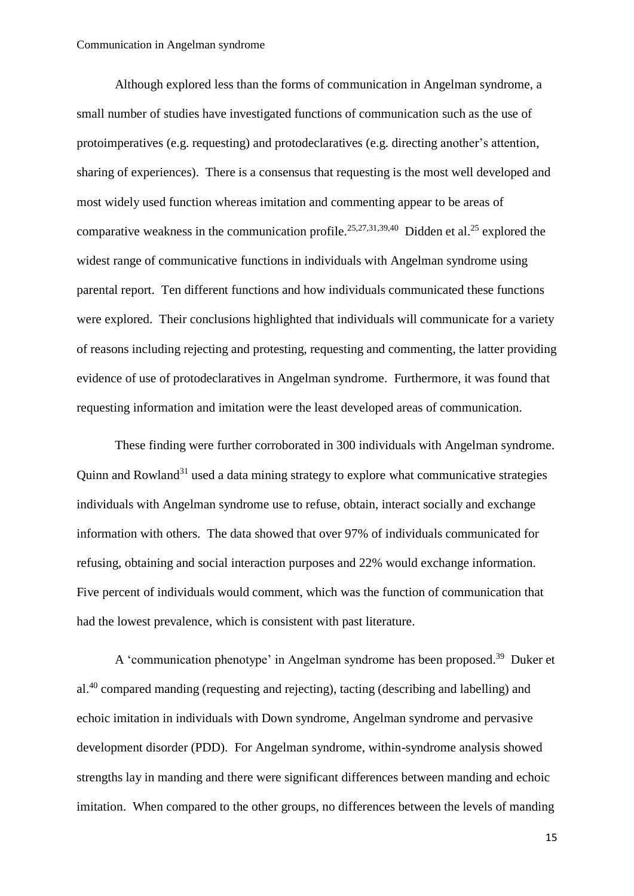Although explored less than the forms of communication in Angelman syndrome, a small number of studies have investigated functions of communication such as the use of protoimperatives (e.g. requesting) and protodeclaratives (e.g. directing another's attention, sharing of experiences). There is a consensus that requesting is the most well developed and most widely used function whereas imitation and commenting appear to be areas of comparative weakness in the communication profile.[25,27,31,39,40] Didden et al.[25] explored the widest range of communicative functions in individuals with Angelman syndrome using parental report. Ten different functions and how individuals communicated these functions were explored. Their conclusions highlighted that individuals will communicate for a variety of reasons including rejecting and protesting, requesting and commenting, the latter providing evidence of use of protodeclaratives in Angelman syndrome. Furthermore, it was found that requesting information and imitation were the least developed areas of communication.

These finding were further corroborated in 300 individuals with Angelman syndrome. Quinn and Rowland[31] used a data mining strategy to explore what communicative strategies individuals with Angelman syndrome use to refuse, obtain, interact socially and exchange information with others. The data showed that over 97% of individuals communicated for refusing, obtaining and social interaction purposes and 22% would exchange information. Five percent of individuals would comment, which was the function of communication that had the lowest prevalence, which is consistent with past literature.

A 'communication phenotype' in Angelman syndrome has been proposed.[39] Duker et al.[40] compared manding (requesting and rejecting), tacting (describing and labelling) and echoic imitation in individuals with Down syndrome, Angelman syndrome and pervasive development disorder (PDD). For Angelman syndrome, within-syndrome analysis showed strengths lay in manding and there were significant differences between manding and echoic imitation. When compared to the other groups, no differences between the levels of manding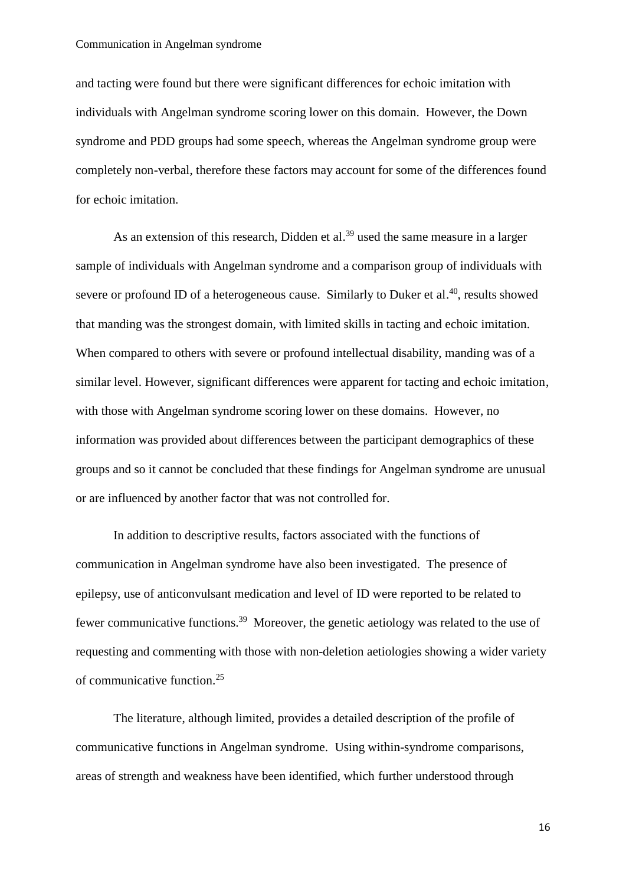and tacting were found but there were significant differences for echoic imitation with individuals with Angelman syndrome scoring lower on this domain. However, the Down syndrome and PDD groups had some speech, whereas the Angelman syndrome group were completely non-verbal, therefore these factors may account for some of the differences found for echoic imitation.

As an extension of this research, Didden et al.[39] used the same measure in a larger sample of individuals with Angelman syndrome and a comparison group of individuals with severe or profound ID of a heterogeneous cause. Similarly to Duker et al.[40], results showed that manding was the strongest domain, with limited skills in tacting and echoic imitation. When compared to others with severe or profound intellectual disability, manding was of a similar level. However, significant differences were apparent for tacting and echoic imitation, with those with Angelman syndrome scoring lower on these domains. However, no information was provided about differences between the participant demographics of these groups and so it cannot be concluded that these findings for Angelman syndrome are unusual or are influenced by another factor that was not controlled for.

In addition to descriptive results, factors associated with the functions of communication in Angelman syndrome have also been investigated. The presence of epilepsy, use of anticonvulsant medication and level of ID were reported to be related to fewer communicative functions.[39] Moreover, the genetic aetiology was related to the use of requesting and commenting with those with non-deletion aetiologies showing a wider variety of communicative function.[25]

The literature, although limited, provides a detailed description of the profile of communicative functions in Angelman syndrome. Using within-syndrome comparisons, areas of strength and weakness have been identified, which further understood through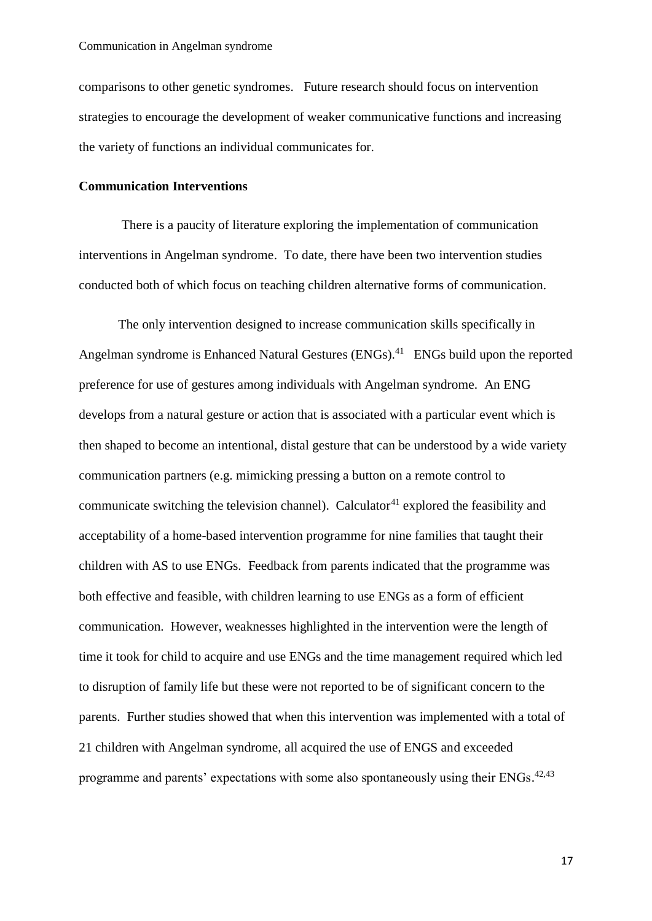comparisons to other genetic syndromes. Future research should focus on intervention strategies to encourage the development of weaker communicative functions and increasing the variety of functions an individual communicates for.

**Communication Interventions**

There is a paucity of literature exploring the implementation of communication interventions in Angelman syndrome. To date, there have been two intervention studies conducted both of which focus on teaching children alternative forms of communication.

The only intervention designed to increase communication skills specifically in Angelman syndrome is Enhanced Natural Gestures (ENGs).[41] ENGs build upon the reported preference for use of gestures among individuals with Angelman syndrome. An ENG develops from a natural gesture or action that is associated with a particular event which is then shaped to become an intentional, distal gesture that can be understood by a wide variety communication partners (e.g. mimicking pressing a button on a remote control to communicate switching the television channel). Calculator[41] explored the feasibility and acceptability of a home-based intervention programme for nine families that taught their children with AS to use ENGs. Feedback from parents indicated that the programme was both effective and feasible, with children learning to use ENGs as a form of efficient communication. However, weaknesses highlighted in the intervention were the length of time it took for child to acquire and use ENGs and the time management required which led to disruption of family life but these were not reported to be of significant concern to the parents. Further studies showed that when this intervention was implemented with a total of 21 children with Angelman syndrome, all acquired the use of ENGS and exceeded programme and parents' expectations with some also spontaneously using their ENGs.[42,43]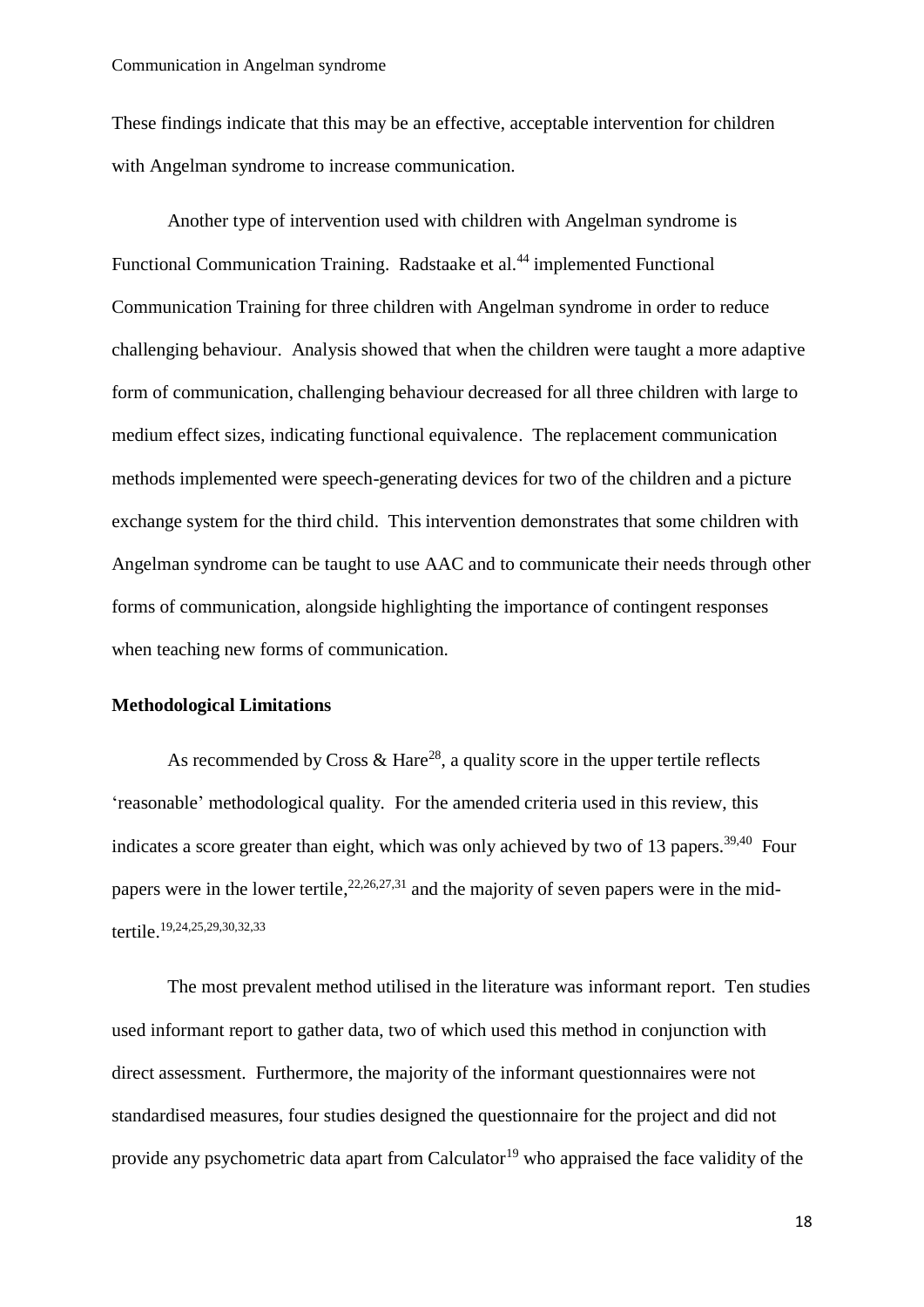These findings indicate that this may be an effective, acceptable intervention for children with Angelman syndrome to increase communication.

Another type of intervention used with children with Angelman syndrome is Functional Communication Training. Radstaake et al.[44] implemented Functional Communication Training for three children with Angelman syndrome in order to reduce challenging behaviour. Analysis showed that when the children were taught a more adaptive form of communication, challenging behaviour decreased for all three children with large to medium effect sizes, indicating functional equivalence. The replacement communication methods implemented were speech-generating devices for two of the children and a picture exchange system for the third child. This intervention demonstrates that some children with Angelman syndrome can be taught to use AAC and to communicate their needs through other forms of communication, alongside highlighting the importance of contingent responses when teaching new forms of communication.

**Methodological Limitations**

As recommended by Cross & Hare[28], a quality score in the upper tertile reflects 'reasonable' methodological quality. For the amended criteria used in this review, this indicates a score greater than eight, which was only achieved by two of 13 papers.[39,40] Four papers were in the lower tertile,[22,26,27,31] and the majority of seven papers were in the mid-tertile.[19,24,25,29,30,32,33]

The most prevalent method utilised in the literature was informant report. Ten studies used informant report to gather data, two of which used this method in conjunction with direct assessment. Furthermore, the majority of the informant questionnaires were not standardised measures, four studies designed the questionnaire for the project and did not provide any psychometric data apart from Calculator[19] who appraised the face validity of the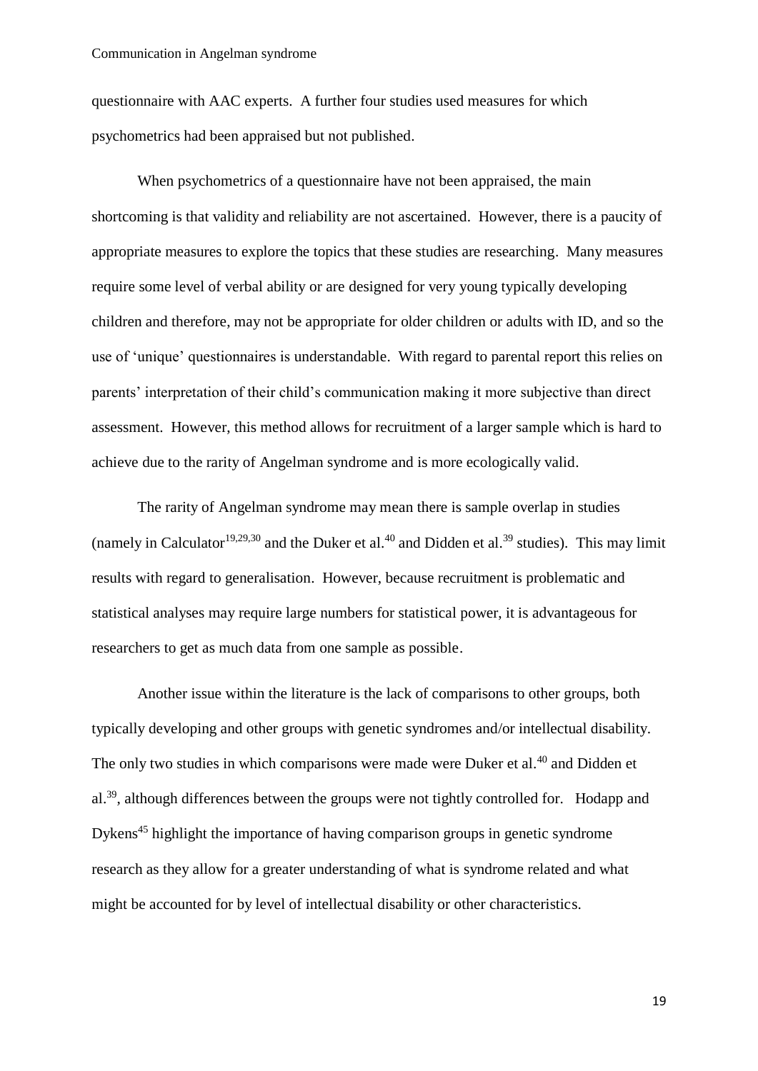questionnaire with AAC experts. A further four studies used measures for which psychometrics had been appraised but not published.

When psychometrics of a questionnaire have not been appraised, the main shortcoming is that validity and reliability are not ascertained. However, there is a paucity of appropriate measures to explore the topics that these studies are researching. Many measures require some level of verbal ability or are designed for very young typically developing children and therefore, may not be appropriate for older children or adults with ID, and so the use of 'unique' questionnaires is understandable. With regard to parental report this relies on parents' interpretation of their child's communication making it more subjective than direct assessment. However, this method allows for recruitment of a larger sample which is hard to achieve due to the rarity of Angelman syndrome and is more ecologically valid.

The rarity of Angelman syndrome may mean there is sample overlap in studies (namely in Calculator[19,29,30] and the Duker et al.[40] and Didden et al.[39] studies). This may limit results with regard to generalisation. However, because recruitment is problematic and statistical analyses may require large numbers for statistical power, it is advantageous for researchers to get as much data from one sample as possible.

Another issue within the literature is the lack of comparisons to other groups, both typically developing and other groups with genetic syndromes and/or intellectual disability. The only two studies in which comparisons were made were Duker et al.[40] and Didden et al.[39], although differences between the groups were not tightly controlled for. Hodapp and Dykens[45] highlight the importance of having comparison groups in genetic syndrome research as they allow for a greater understanding of what is syndrome related and what might be accounted for by level of intellectual disability or other characteristics.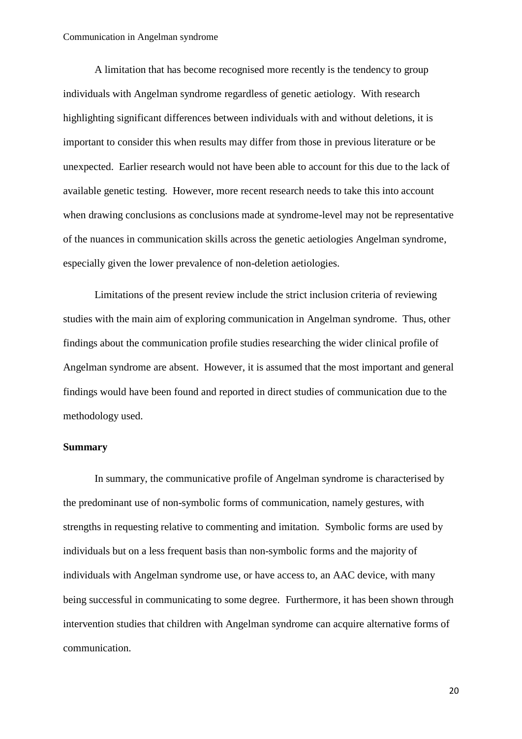A limitation that has become recognised more recently is the tendency to group individuals with Angelman syndrome regardless of genetic aetiology. With research highlighting significant differences between individuals with and without deletions, it is important to consider this when results may differ from those in previous literature or be unexpected. Earlier research would not have been able to account for this due to the lack of available genetic testing. However, more recent research needs to take this into account when drawing conclusions as conclusions made at syndrome-level may not be representative of the nuances in communication skills across the genetic aetiologies Angelman syndrome, especially given the lower prevalence of non-deletion aetiologies.

Limitations of the present review include the strict inclusion criteria of reviewing studies with the main aim of exploring communication in Angelman syndrome. Thus, other findings about the communication profile studies researching the wider clinical profile of Angelman syndrome are absent. However, it is assumed that the most important and general findings would have been found and reported in direct studies of communication due to the methodology used.

**Summary**

In summary, the communicative profile of Angelman syndrome is characterised by the predominant use of non-symbolic forms of communication, namely gestures, with strengths in requesting relative to commenting and imitation. Symbolic forms are used by individuals but on a less frequent basis than non-symbolic forms and the majority of individuals with Angelman syndrome use, or have access to, an AAC device, with many being successful in communicating to some degree. Furthermore, it has been shown through intervention studies that children with Angelman syndrome can acquire alternative forms of communication.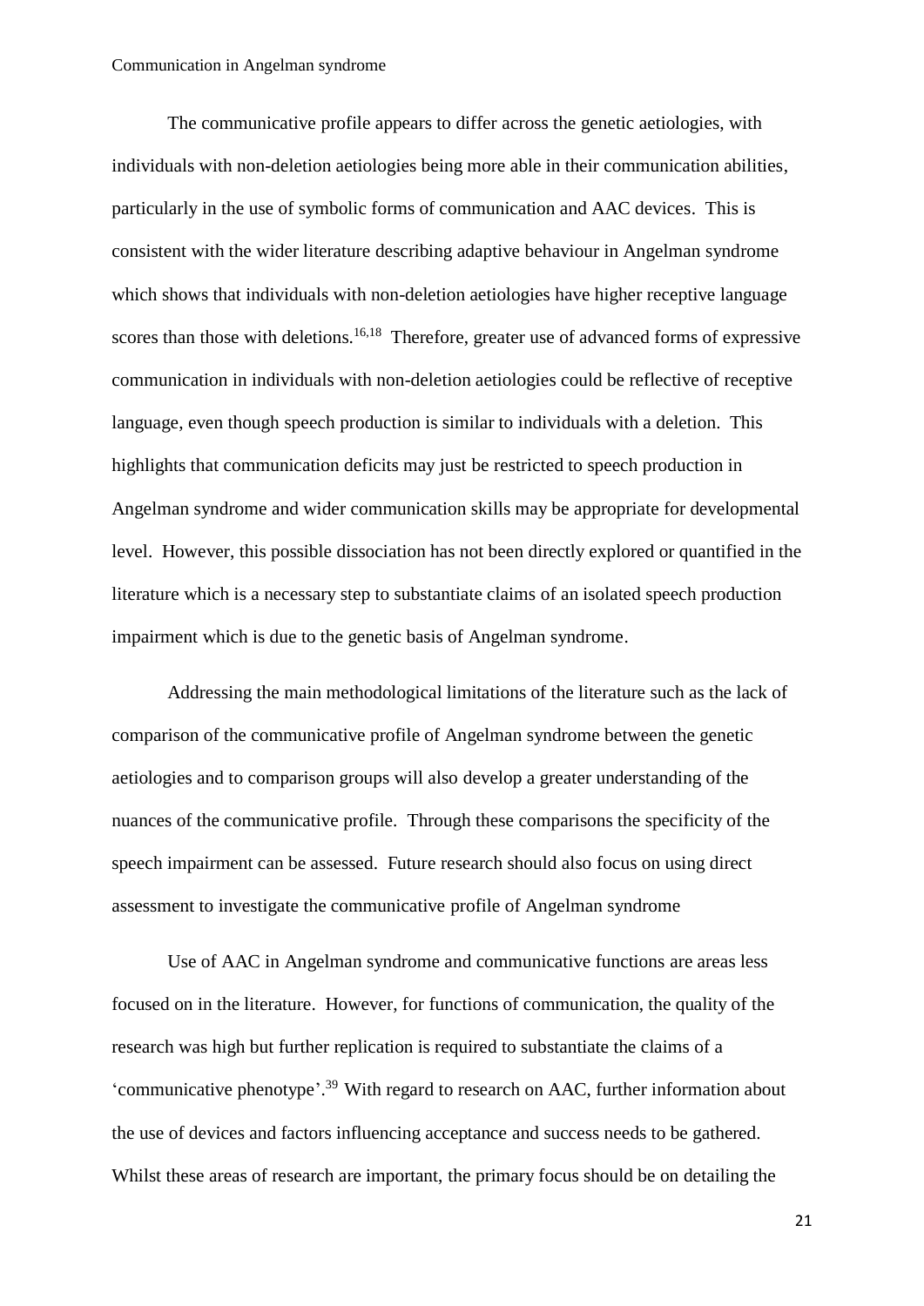The communicative profile appears to differ across the genetic aetiologies, with individuals with non-deletion aetiologies being more able in their communication abilities, particularly in the use of symbolic forms of communication and AAC devices. This is consistent with the wider literature describing adaptive behaviour in Angelman syndrome which shows that individuals with non-deletion aetiologies have higher receptive language scores than those with deletions.[16,18] Therefore, greater use of advanced forms of expressive communication in individuals with non-deletion aetiologies could be reflective of receptive language, even though speech production is similar to individuals with a deletion. This highlights that communication deficits may just be restricted to speech production in Angelman syndrome and wider communication skills may be appropriate for developmental level. However, this possible dissociation has not been directly explored or quantified in the literature which is a necessary step to substantiate claims of an isolated speech production impairment which is due to the genetic basis of Angelman syndrome.

Addressing the main methodological limitations of the literature such as the lack of comparison of the communicative profile of Angelman syndrome between the genetic aetiologies and to comparison groups will also develop a greater understanding of the nuances of the communicative profile. Through these comparisons the specificity of the speech impairment can be assessed. Future research should also focus on using direct assessment to investigate the communicative profile of Angelman syndrome

Use of AAC in Angelman syndrome and communicative functions are areas less focused on in the literature. However, for functions of communication, the quality of the research was high but further replication is required to substantiate the claims of a 'communicative phenotype'.[39] With regard to research on AAC, further information about the use of devices and factors influencing acceptance and success needs to be gathered. Whilst these areas of research are important, the primary focus should be on detailing the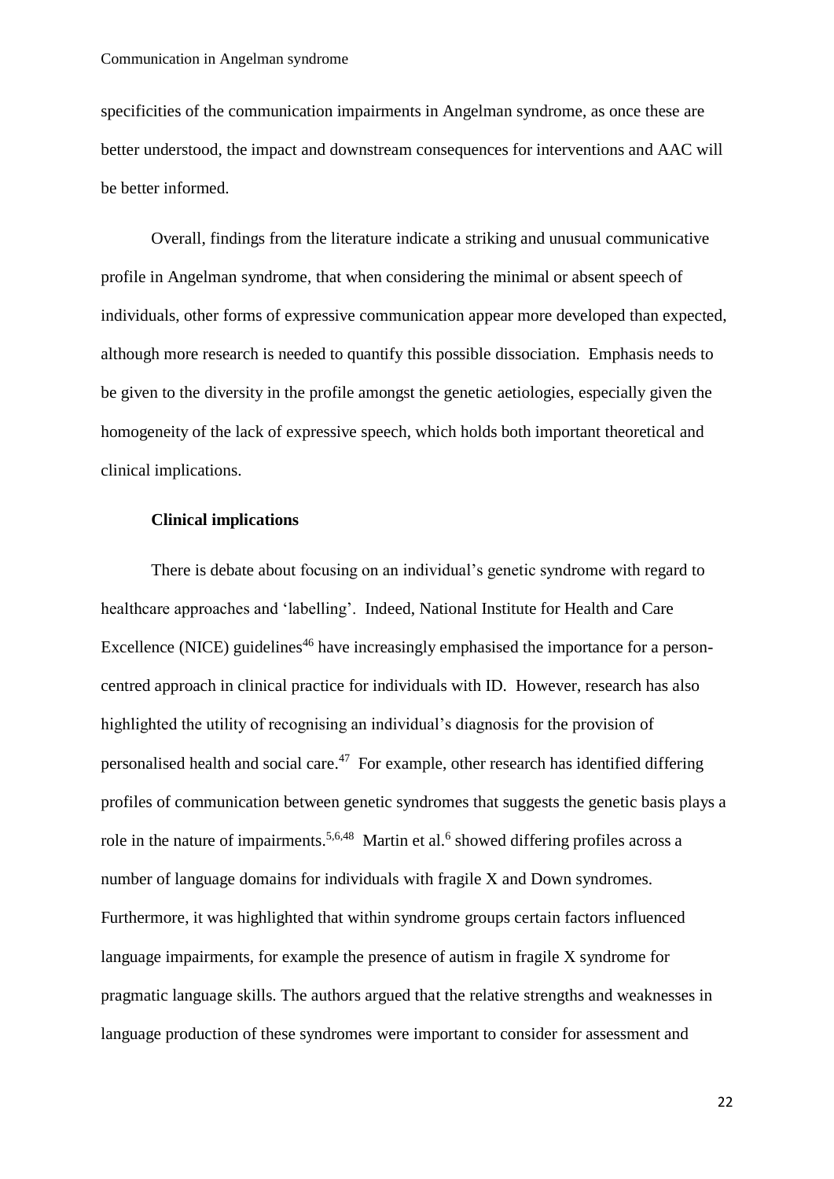specificities of the communication impairments in Angelman syndrome, as once these are better understood, the impact and downstream consequences for interventions and AAC will be better informed.

Overall, findings from the literature indicate a striking and unusual communicative profile in Angelman syndrome, that when considering the minimal or absent speech of individuals, other forms of expressive communication appear more developed than expected, although more research is needed to quantify this possible dissociation. Emphasis needs to be given to the diversity in the profile amongst the genetic aetiologies, especially given the homogeneity of the lack of expressive speech, which holds both important theoretical and clinical implications.

**Clinical implications**

There is debate about focusing on an individual's genetic syndrome with regard to healthcare approaches and 'labelling'. Indeed, National Institute for Health and Care Excellence (NICE) guidelines[46] have increasingly emphasised the importance for a person-centred approach in clinical practice for individuals with ID. However, research has also highlighted the utility of recognising an individual's diagnosis for the provision of personalised health and social care.[47] For example, other research has identified differing profiles of communication between genetic syndromes that suggests the genetic basis plays a role in the nature of impairments.[5,6,48] Martin et al.[6] showed differing profiles across a number of language domains for individuals with fragile X and Down syndromes. Furthermore, it was highlighted that within syndrome groups certain factors influenced language impairments, for example the presence of autism in fragile X syndrome for pragmatic language skills. The authors argued that the relative strengths and weaknesses in language production of these syndromes were important to consider for assessment and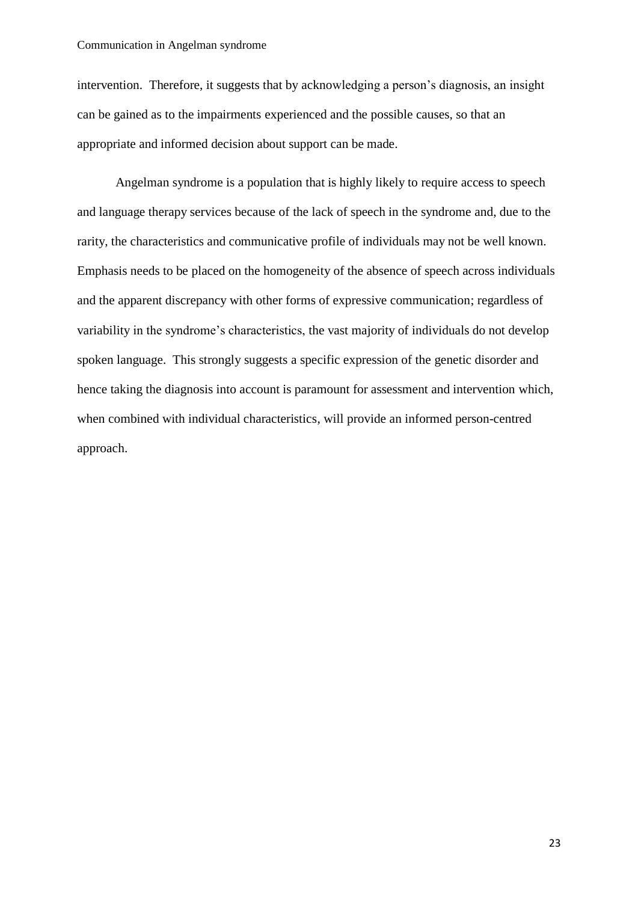intervention. Therefore, it suggests that by acknowledging a person's diagnosis, an insight can be gained as to the impairments experienced and the possible causes, so that an appropriate and informed decision about support can be made.

Angelman syndrome is a population that is highly likely to require access to speech and language therapy services because of the lack of speech in the syndrome and, due to the rarity, the characteristics and communicative profile of individuals may not be well known. Emphasis needs to be placed on the homogeneity of the absence of speech across individuals and the apparent discrepancy with other forms of expressive communication; regardless of variability in the syndrome's characteristics, the vast majority of individuals do not develop spoken language. This strongly suggests a specific expression of the genetic disorder and hence taking the diagnosis into account is paramount for assessment and intervention which, when combined with individual characteristics, will provide an informed person-centred approach.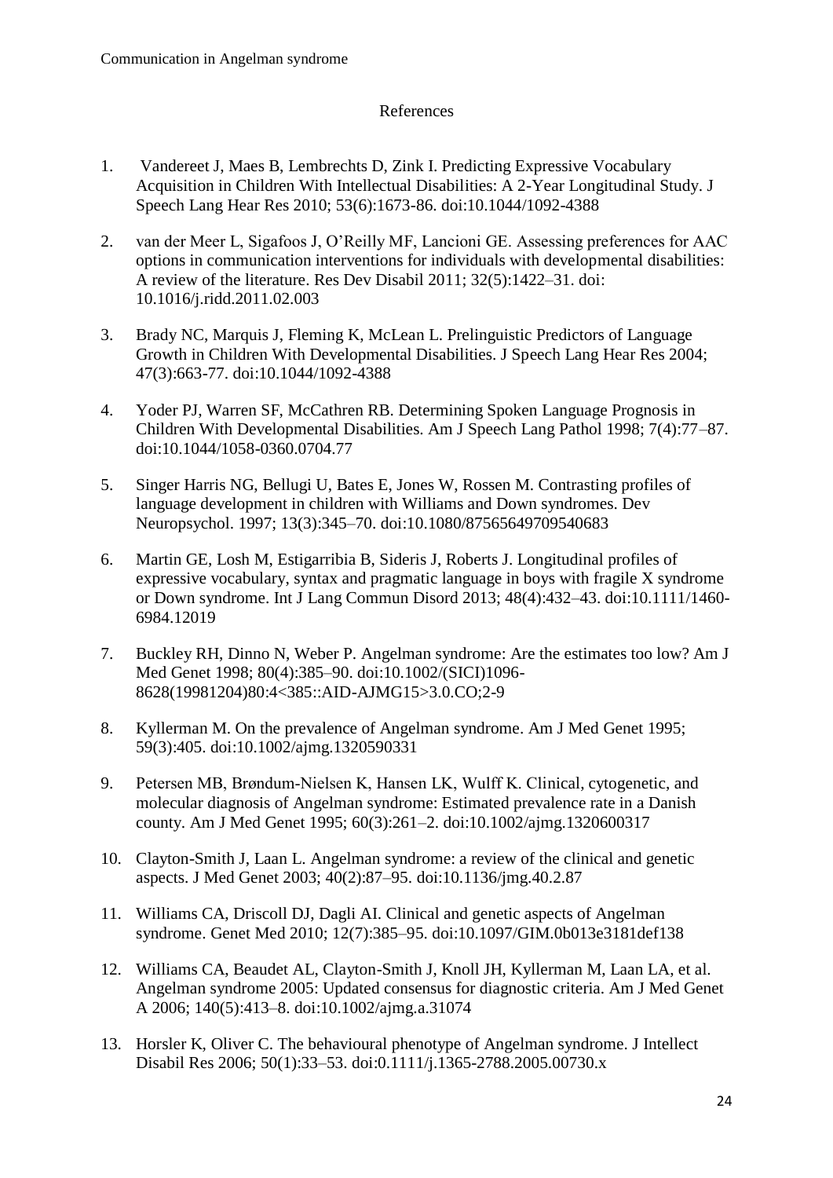# References

1. Vandereet J, Maes B, Lembrechts D, Zink I. Predicting Expressive Vocabulary Acquisition in Children With Intellectual Disabilities: A 2-Year Longitudinal Study. J Speech Lang Hear Res 2010; 53(6):1673-86. doi:10.1044/1092-4388

2. van der Meer L, Sigafoos J, O'Reilly MF, Lancioni GE. Assessing preferences for AAC options in communication interventions for individuals with developmental disabilities: A review of the literature. Res Dev Disabil 2011; 32(5):1422–31. doi: 10.1016/j.ridd.2011.02.003

3. Brady NC, Marquis J, Fleming K, McLean L. Prelinguistic Predictors of Language Growth in Children With Developmental Disabilities. J Speech Lang Hear Res 2004; 47(3):663-77. doi:10.1044/1092-4388

4. Yoder PJ, Warren SF, McCathren RB. Determining Spoken Language Prognosis in Children With Developmental Disabilities. Am J Speech Lang Pathol 1998; 7(4):77–87. doi:10.1044/1058-0360.0704.77

5. Singer Harris NG, Bellugi U, Bates E, Jones W, Rossen M. Contrasting profiles of language development in children with Williams and Down syndromes. Dev Neuropsychol. 1997; 13(3):345–70. doi:10.1080/87565649709540683

6. Martin GE, Losh M, Estigarribia B, Sideris J, Roberts J. Longitudinal profiles of expressive vocabulary, syntax and pragmatic language in boys with fragile X syndrome or Down syndrome. Int J Lang Commun Disord 2013; 48(4):432–43. doi:10.1111/1460-6984.12019

7. Buckley RH, Dinno N, Weber P. Angelman syndrome: Are the estimates too low? Am J Med Genet 1998; 80(4):385–90. doi:10.1002/(SICI)1096-8628(19981204)80:4<385::AID-AJMG15>3.0.CO;2-9

8. Kyllerman M. On the prevalence of Angelman syndrome. Am J Med Genet 1995; 59(3):405. doi:10.1002/ajmg.1320590331

9. Petersen MB, Brøndum-Nielsen K, Hansen LK, Wulff K. Clinical, cytogenetic, and molecular diagnosis of Angelman syndrome: Estimated prevalence rate in a Danish county. Am J Med Genet 1995; 60(3):261–2. doi:10.1002/ajmg.1320600317

10. Clayton-Smith J, Laan L. Angelman syndrome: a review of the clinical and genetic aspects. J Med Genet 2003; 40(2):87–95. doi:10.1136/jmg.40.2.87

11. Williams CA, Driscoll DJ, Dagli AI. Clinical and genetic aspects of Angelman syndrome. Genet Med 2010; 12(7):385–95. doi:10.1097/GIM.0b013e3181def138

12. Williams CA, Beaudet AL, Clayton-Smith J, Knoll JH, Kyllerman M, Laan LA, et al. Angelman syndrome 2005: Updated consensus for diagnostic criteria. Am J Med Genet A 2006; 140(5):413–8. doi:10.1002/ajmg.a.31074

13. Horsler K, Oliver C. The behavioural phenotype of Angelman syndrome. J Intellect Disabil Res 2006; 50(1):33–53. doi:0.1111/j.1365-2788.2005.00730.x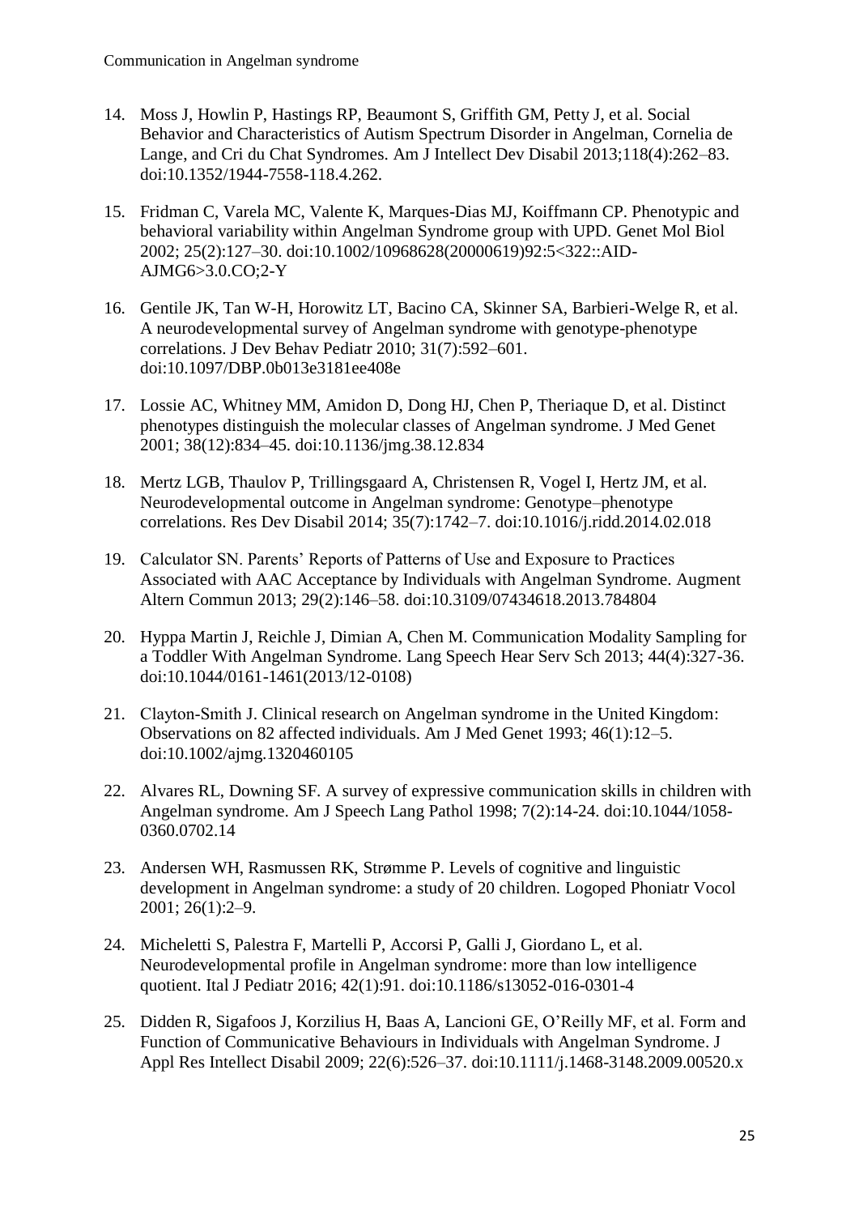14. Moss J, Howlin P, Hastings RP, Beaumont S, Griffith GM, Petty J, et al. Social Behavior and Characteristics of Autism Spectrum Disorder in Angelman, Cornelia de Lange, and Cri du Chat Syndromes. Am J Intellect Dev Disabil 2013;118(4):262–83. doi:10.1352/1944-7558-118.4.262.

15. Fridman C, Varela MC, Valente K, Marques-Dias MJ, Koiffmann CP. Phenotypic and behavioral variability within Angelman Syndrome group with UPD. Genet Mol Biol 2002; 25(2):127–30. doi:10.1002/10968628(20000619)92:5<322::AID-AJMG6>3.0.CO;2-Y

16. Gentile JK, Tan W-H, Horowitz LT, Bacino CA, Skinner SA, Barbieri-Welge R, et al. A neurodevelopmental survey of Angelman syndrome with genotype-phenotype correlations. J Dev Behav Pediatr 2010; 31(7):592–601. doi:10.1097/DBP.0b013e3181ee408e

17. Lossie AC, Whitney MM, Amidon D, Dong HJ, Chen P, Theriaque D, et al. Distinct phenotypes distinguish the molecular classes of Angelman syndrome. J Med Genet 2001; 38(12):834–45. doi:10.1136/jmg.38.12.834

18. Mertz LGB, Thaulov P, Trillingsgaard A, Christensen R, Vogel I, Hertz JM, et al. Neurodevelopmental outcome in Angelman syndrome: Genotype–phenotype correlations. Res Dev Disabil 2014; 35(7):1742–7. doi:10.1016/j.ridd.2014.02.018

19. Calculator SN. Parents' Reports of Patterns of Use and Exposure to Practices Associated with AAC Acceptance by Individuals with Angelman Syndrome. Augment Altern Commun 2013; 29(2):146–58. doi:10.3109/07434618.2013.784804

20. Hyppa Martin J, Reichle J, Dimian A, Chen M. Communication Modality Sampling for a Toddler With Angelman Syndrome. Lang Speech Hear Serv Sch 2013; 44(4):327-36. doi:10.1044/0161-1461(2013/12-0108)

21. Clayton-Smith J. Clinical research on Angelman syndrome in the United Kingdom: Observations on 82 affected individuals. Am J Med Genet 1993; 46(1):12–5. doi:10.1002/ajmg.1320460105

22. Alvares RL, Downing SF. A survey of expressive communication skills in children with Angelman syndrome. Am J Speech Lang Pathol 1998; 7(2):14-24. doi:10.1044/1058-0360.0702.14

23. Andersen WH, Rasmussen RK, Strømme P. Levels of cognitive and linguistic development in Angelman syndrome: a study of 20 children. Logoped Phoniatr Vocol 2001; 26(1):2–9.

24. Micheletti S, Palestra F, Martelli P, Accorsi P, Galli J, Giordano L, et al. Neurodevelopmental profile in Angelman syndrome: more than low intelligence quotient. Ital J Pediatr 2016; 42(1):91. doi:10.1186/s13052-016-0301-4

25. Didden R, Sigafoos J, Korzilius H, Baas A, Lancioni GE, O'Reilly MF, et al. Form and Function of Communicative Behaviours in Individuals with Angelman Syndrome. J Appl Res Intellect Disabil 2009; 22(6):526–37. doi:10.1111/j.1468-3148.2009.00520.x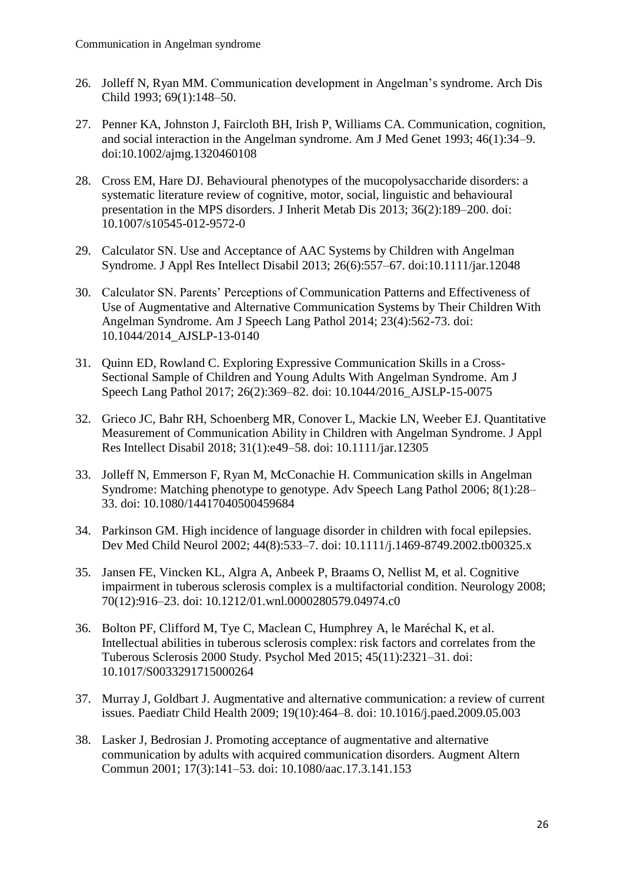26. Jolleff N, Ryan MM. Communication development in Angelman's syndrome. Arch Dis Child 1993; 69(1):148–50.

27. Penner KA, Johnston J, Faircloth BH, Irish P, Williams CA. Communication, cognition, and social interaction in the Angelman syndrome. Am J Med Genet 1993; 46(1):34–9. doi:10.1002/ajmg.1320460108

28. Cross EM, Hare DJ. Behavioural phenotypes of the mucopolysaccharide disorders: a systematic literature review of cognitive, motor, social, linguistic and behavioural presentation in the MPS disorders. J Inherit Metab Dis 2013; 36(2):189–200. doi: 10.1007/s10545-012-9572-0

29. Calculator SN. Use and Acceptance of AAC Systems by Children with Angelman Syndrome. J Appl Res Intellect Disabil 2013; 26(6):557–67. doi:10.1111/jar.12048

30. Calculator SN. Parents' Perceptions of Communication Patterns and Effectiveness of Use of Augmentative and Alternative Communication Systems by Their Children With Angelman Syndrome. Am J Speech Lang Pathol 2014; 23(4):562-73. doi: 10.1044/2014_AJSLP-13-0140

31. Quinn ED, Rowland C. Exploring Expressive Communication Skills in a Cross-Sectional Sample of Children and Young Adults With Angelman Syndrome. Am J Speech Lang Pathol 2017; 26(2):369–82. doi: 10.1044/2016_AJSLP-15-0075

32. Grieco JC, Bahr RH, Schoenberg MR, Conover L, Mackie LN, Weeber EJ. Quantitative Measurement of Communication Ability in Children with Angelman Syndrome. J Appl Res Intellect Disabil 2018; 31(1):e49–58. doi: 10.1111/jar.12305

33. Jolleff N, Emmerson F, Ryan M, McConachie H. Communication skills in Angelman Syndrome: Matching phenotype to genotype. Adv Speech Lang Pathol 2006; 8(1):28–33. doi: 10.1080/14417040500459684

34. Parkinson GM. High incidence of language disorder in children with focal epilepsies. Dev Med Child Neurol 2002; 44(8):533–7. doi: 10.1111/j.1469-8749.2002.tb00325.x

35. Jansen FE, Vincken KL, Algra A, Anbeek P, Braams O, Nellist M, et al. Cognitive impairment in tuberous sclerosis complex is a multifactorial condition. Neurology 2008; 70(12):916–23. doi: 10.1212/01.wnl.0000280579.04974.c0

36. Bolton PF, Clifford M, Tye C, Maclean C, Humphrey A, le Maréchal K, et al. Intellectual abilities in tuberous sclerosis complex: risk factors and correlates from the Tuberous Sclerosis 2000 Study. Psychol Med 2015; 45(11):2321–31. doi: 10.1017/S0033291715000264

37. Murray J, Goldbart J. Augmentative and alternative communication: a review of current issues. Paediatr Child Health 2009; 19(10):464–8. doi: 10.1016/j.paed.2009.05.003

38. Lasker J, Bedrosian J. Promoting acceptance of augmentative and alternative communication by adults with acquired communication disorders. Augment Altern Commun 2001; 17(3):141–53. doi: 10.1080/aac.17.3.141.153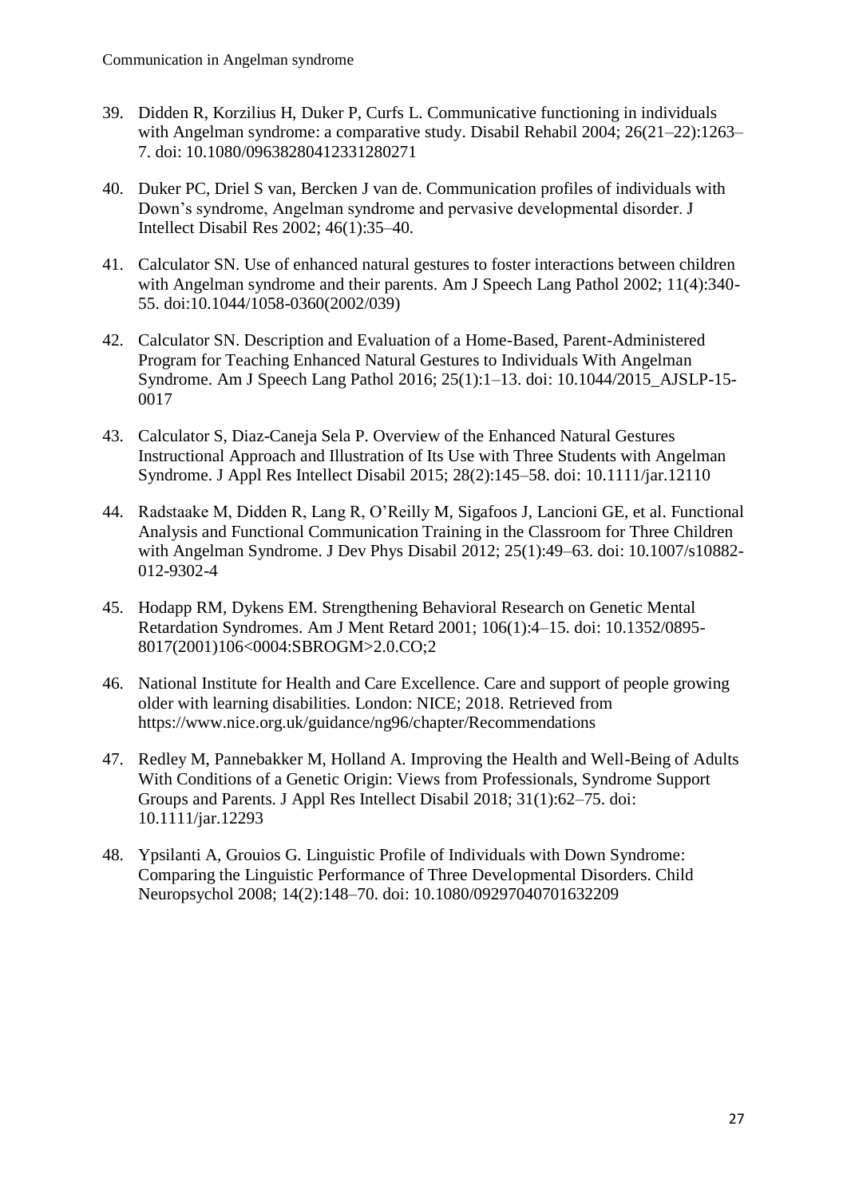39. Didden R, Korzilius H, Duker P, Curfs L. Communicative functioning in individuals with Angelman syndrome: a comparative study. Disabil Rehabil 2004; 26(21–22):1263–7. doi: 10.1080/09638280412331280271

40. Duker PC, Driel S van, Bercken J van de. Communication profiles of individuals with Down's syndrome, Angelman syndrome and pervasive developmental disorder. J Intellect Disabil Res 2002; 46(1):35–40.

41. Calculator SN. Use of enhanced natural gestures to foster interactions between children with Angelman syndrome and their parents. Am J Speech Lang Pathol 2002; 11(4):340-55. doi:10.1044/1058-0360(2002/039)

42. Calculator SN. Description and Evaluation of a Home-Based, Parent-Administered Program for Teaching Enhanced Natural Gestures to Individuals With Angelman Syndrome. Am J Speech Lang Pathol 2016; 25(1):1–13. doi: 10.1044/2015_AJSLP-15-0017

43. Calculator S, Diaz-Caneja Sela P. Overview of the Enhanced Natural Gestures Instructional Approach and Illustration of Its Use with Three Students with Angelman Syndrome. J Appl Res Intellect Disabil 2015; 28(2):145–58. doi: 10.1111/jar.12110

44. Radstaake M, Didden R, Lang R, O'Reilly M, Sigafoos J, Lancioni GE, et al. Functional Analysis and Functional Communication Training in the Classroom for Three Children with Angelman Syndrome. J Dev Phys Disabil 2012; 25(1):49–63. doi: 10.1007/s10882-012-9302-4

45. Hodapp RM, Dykens EM. Strengthening Behavioral Research on Genetic Mental Retardation Syndromes. Am J Ment Retard 2001; 106(1):4–15. doi: 10.1352/0895-8017(2001)106<0004:SBROGM>2.0.CO;2

46. National Institute for Health and Care Excellence. Care and support of people growing older with learning disabilities. London: NICE; 2018. Retrieved from https://www.nice.org.uk/guidance/ng96/chapter/Recommendations

47. Redley M, Pannebakker M, Holland A. Improving the Health and Well-Being of Adults With Conditions of a Genetic Origin: Views from Professionals, Syndrome Support Groups and Parents. J Appl Res Intellect Disabil 2018; 31(1):62–75. doi: 10.1111/jar.12293

48. Ypsilanti A, Grouios G. Linguistic Profile of Individuals with Down Syndrome: Comparing the Linguistic Performance of Three Developmental Disorders. Child Neuropsychol 2008; 14(2):148–70. doi: 10.1080/09297040701632209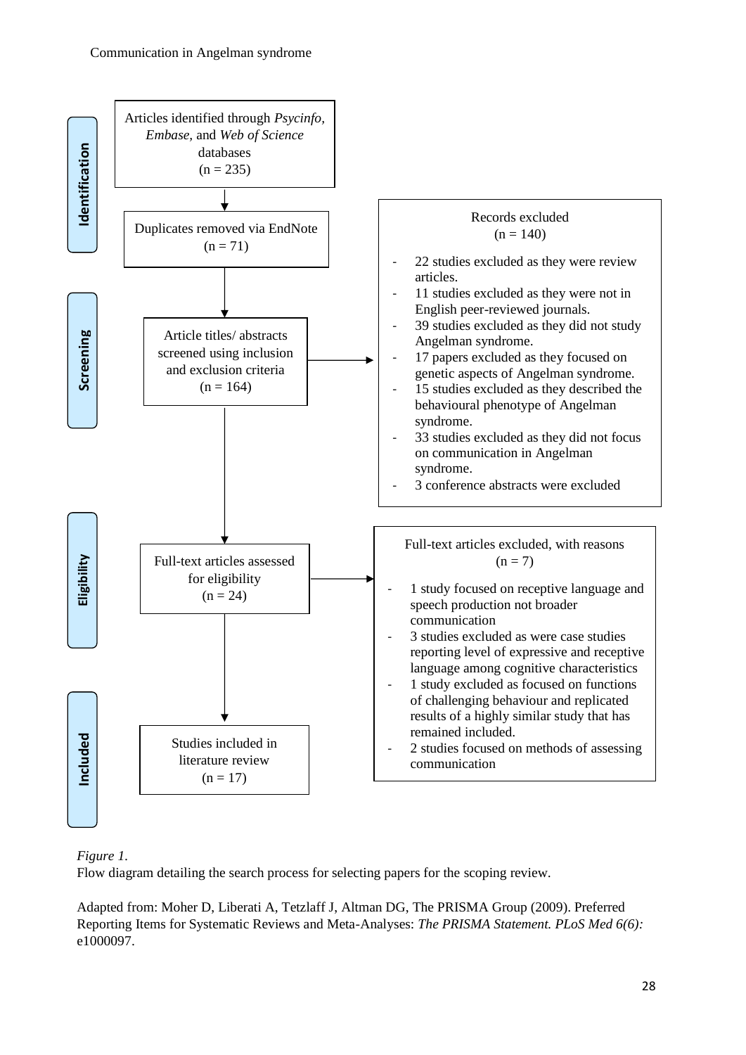**Identification**

Articles identified through *Psycinfo, Embase,* and *Web of Science* databases
(n = 235)

↓

Duplicates removed via EndNote
(n = 71)

**Screening**

Article titles/ abstracts screened using inclusion and exclusion criteria
(n = 164)

→ Records excluded
(n = 140)

- 22 studies excluded as they were review articles.
- 11 studies excluded as they were not in English peer-reviewed journals.
- 39 studies excluded as they did not study Angelman syndrome.
- 17 papers excluded as they focused on genetic aspects of Angelman syndrome.
- 15 studies excluded as they described the behavioural phenotype of Angelman syndrome.
- 33 studies excluded as they did not focus on communication in Angelman syndrome.
- 3 conference abstracts were excluded

**Eligibility**

Full-text articles assessed for eligibility
(n = 24)

→ Full-text articles excluded, with reasons
(n = 7)

- 1 study focused on receptive language and speech production not broader communication
- 3 studies excluded as were case studies reporting level of expressive and receptive language among cognitive characteristics
- 1 study excluded as focused on functions of challenging behaviour and replicated results of a highly similar study that has remained included.
- 2 studies focused on methods of assessing communication

**Included**

Studies included in literature review
(n = 17)

*Figure 1.*
Flow diagram detailing the search process for selecting papers for the scoping review.

Adapted from: Moher D, Liberati A, Tetzlaff J, Altman DG, The PRISMA Group (2009). Preferred Reporting Items for Systematic Reviews and Meta-Analyses: *The PRISMA Statement. PLoS Med 6(6):* e1000097.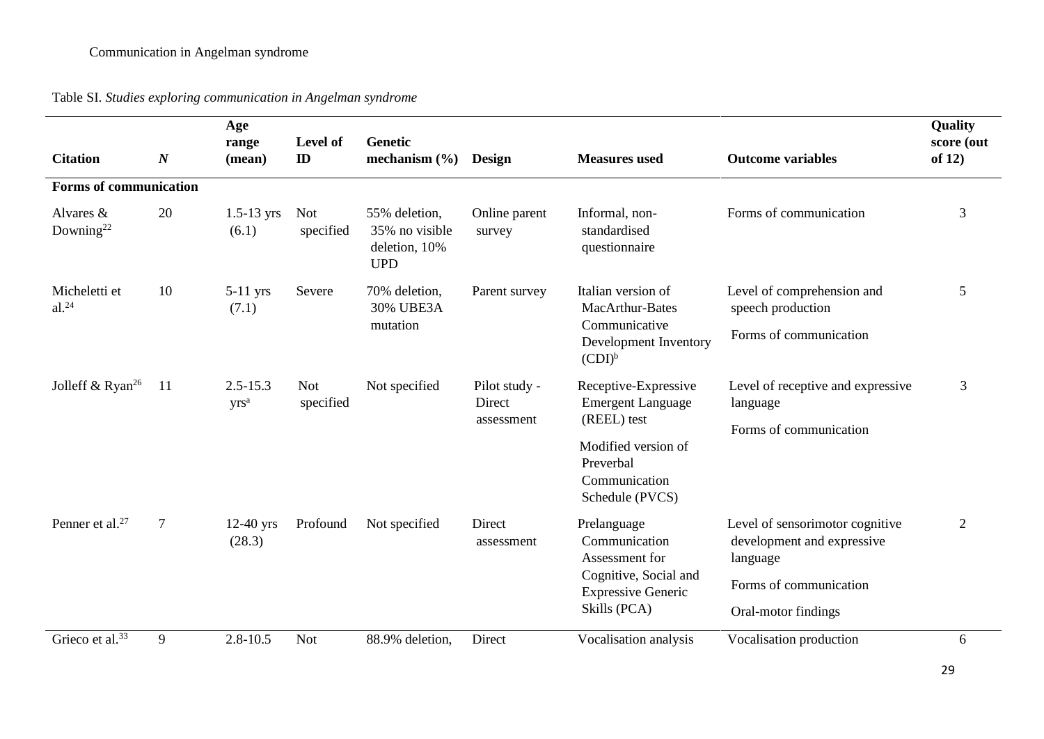Table SI. *Studies exploring communication in Angelman syndrome*

| Citation | *N* | Age range (mean) | Level of ID | Genetic mechanism (%) | Design | Measures used | Outcome variables | Quality score (out of 12) |
|---|---|---|---|---|---|---|---|---|
| **Forms of communication** | | | | | | | | |
| Alvares & Downing[22] | 20 | 1.5-13 yrs (6.1) | Not specified | 55% deletion, 35% no visible deletion, 10% UPD | Online parent survey | Informal, non-standardised questionnaire | Forms of communication | 3 |
| Micheletti et al.[24] | 10 | 5-11 yrs (7.1) | Severe | 70% deletion, 30% UBE3A mutation | Parent survey | Italian version of MacArthur-Bates Communicative Development Inventory (CDI)[b] | Level of comprehension and speech production<br>Forms of communication | 5 |
| Jolleff & Ryan[26] | 11 | 2.5-15.3 yrs[a] | Not specified | Not specified | Pilot study - Direct assessment | Receptive-Expressive Emergent Language (REEL) test<br>Modified version of Preverbal Communication Schedule (PVCS) | Level of receptive and expressive language<br>Forms of communication | 3 |
| Penner et al.[27] | 7 | 12-40 yrs (28.3) | Profound | Not specified | Direct assessment | Prelanguage Communication Assessment for Cognitive, Social and Expressive Generic Skills (PCA) | Level of sensorimotor cognitive development and expressive language<br>Forms of communication<br>Oral-motor findings | 2 |
| Grieco et al.[33] | 9 | 2.8-10.5 | Not | 88.9% deletion, | Direct | Vocalisation analysis | Vocalisation production | 6 |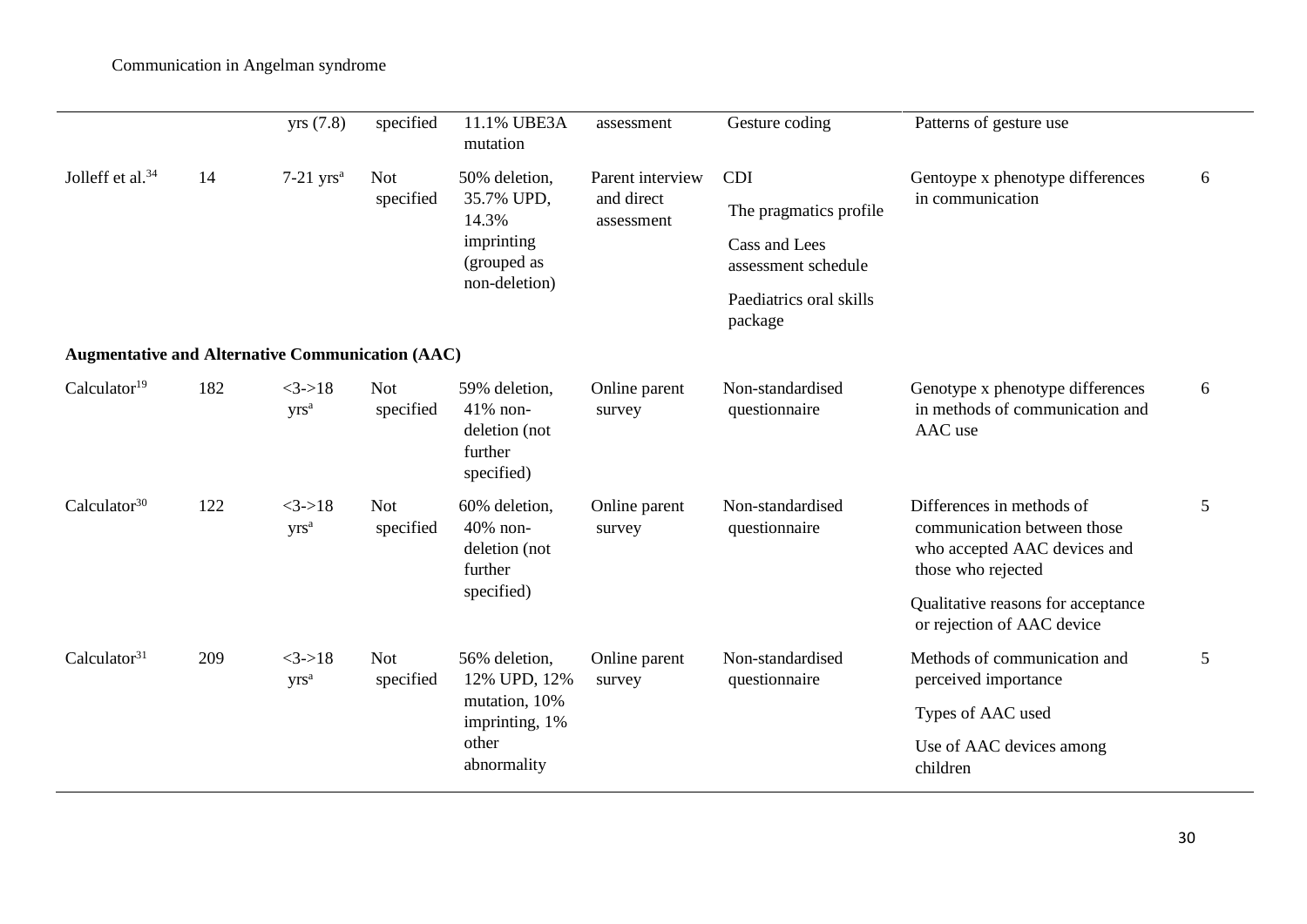| | | yrs (7.8) | specified | 11.1% UBE3A mutation | assessment | Gesture coding | Patterns of gesture use | |
|---|---|---|---|---|---|---|---|---|
| Jolleff et al.[34] | 14 | 7-21 yrs[a] | Not specified | 50% deletion, 35.7% UPD, 14.3% imprinting (grouped as non-deletion) | Parent interview and direct assessment | CDI<br>The pragmatics profile<br>Cass and Lees assessment schedule<br>Paediatrics oral skills package | Gentoype x phenotype differences in communication | 6 |
| **Augmentative and Alternative Communication (AAC)** | | | | | | | | |
| Calculator[19] | 182 | <3->18 yrs[a] | Not specified | 59% deletion, 41% non-deletion (not further specified) | Online parent survey | Non-standardised questionnaire | Genotype x phenotype differences in methods of communication and AAC use | 6 |
| Calculator[30] | 122 | <3->18 yrs[a] | Not specified | 60% deletion, 40% non-deletion (not further specified) | Online parent survey | Non-standardised questionnaire | Differences in methods of communication between those who accepted AAC devices and those who rejected<br>Qualitative reasons for acceptance or rejection of AAC device | 5 |
| Calculator[31] | 209 | <3->18 yrs[a] | Not specified | 56% deletion, 12% UPD, 12% mutation, 10% imprinting, 1% other abnormality | Online parent survey | Non-standardised questionnaire | Methods of communication and perceived importance<br>Types of AAC used<br>Use of AAC devices among children | 5 |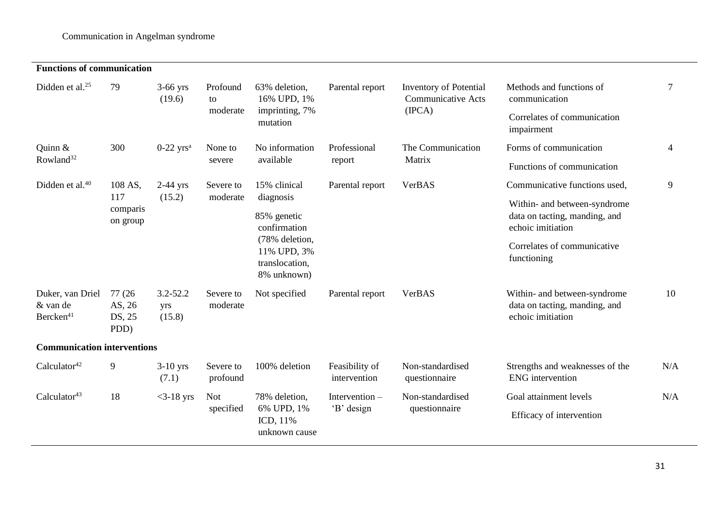| | | | | | | | | |
|---|---|---|---|---|---|---|---|---|
| **Functions of communication** | | | | | | | | |
| Didden et al.[25] | 79 | 3-66 yrs (19.6) | Profound to moderate | 63% deletion, 16% UPD, 1% imprinting, 7% mutation | Parental report | Inventory of Potential Communicative Acts (IPCA) | Methods and functions of communication<br>Correlates of communication impairment | 7 |
| Quinn & Rowland[32] | 300 | 0-22 yrs[a] | None to severe | No information available | Professional report | The Communication Matrix | Forms of communication<br>Functions of communication | 4 |
| Didden et al.[40] | 108 AS, 117 comparison group | 2-44 yrs (15.2) | Severe to moderate | 15% clinical diagnosis<br>85% genetic confirmation (78% deletion, 11% UPD, 3% translocation, 8% unknown) | Parental report | VerBAS | Communicative functions used,<br>Within- and between-syndrome data on tacting, manding, and echoic imitation<br>Correlates of communicative functioning | 9 |
| Duker, van Driel & van de Bercken[41] | 77 (26 AS, 26 DS, 25 PDD) | 3.2-52.2 yrs (15.8) | Severe to moderate | Not specified | Parental report | VerBAS | Within- and between-syndrome data on tacting, manding, and echoic imitation | 10 |
| **Communication interventions** | | | | | | | | |
| Calculator[42] | 9 | 3-10 yrs (7.1) | Severe to profound | 100% deletion | Feasibility of intervention | Non-standardised questionnaire | Strengths and weaknesses of the ENG intervention | N/A |
| Calculator[43] | 18 | <3-18 yrs | Not specified | 78% deletion, 6% UPD, 1% ICD, 11% unknown cause | Intervention – 'B' design | Non-standardised questionnaire | Goal attainment levels<br>Efficacy of intervention | N/A |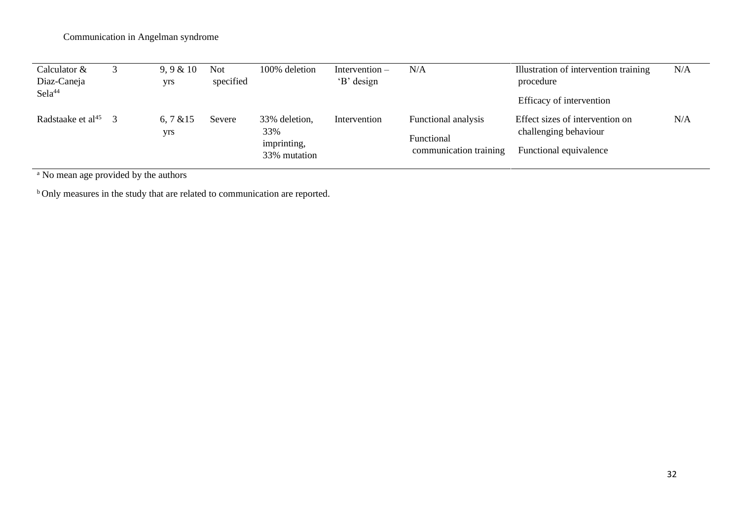| | | | | | | | | |
|---|---|---|---|---|---|---|---|---|
| Calculator & Diaz-Caneja Sela[44] | 3 | 9, 9 & 10 yrs | Not specified | 100% deletion | Intervention – 'B' design | N/A | Illustration of intervention training procedure<br>Efficacy of intervention | N/A |
| Radstaake et al[45] | 3 | 6, 7 &15 yrs | Severe | 33% deletion, 33% imprinting, 33% mutation | Intervention | Functional analysis<br>Functional communication training | Effect sizes of intervention on challenging behaviour<br>Functional equivalence | N/A |

[a] No mean age provided by the authors

[b] Only measures in the study that are related to communication are reported.